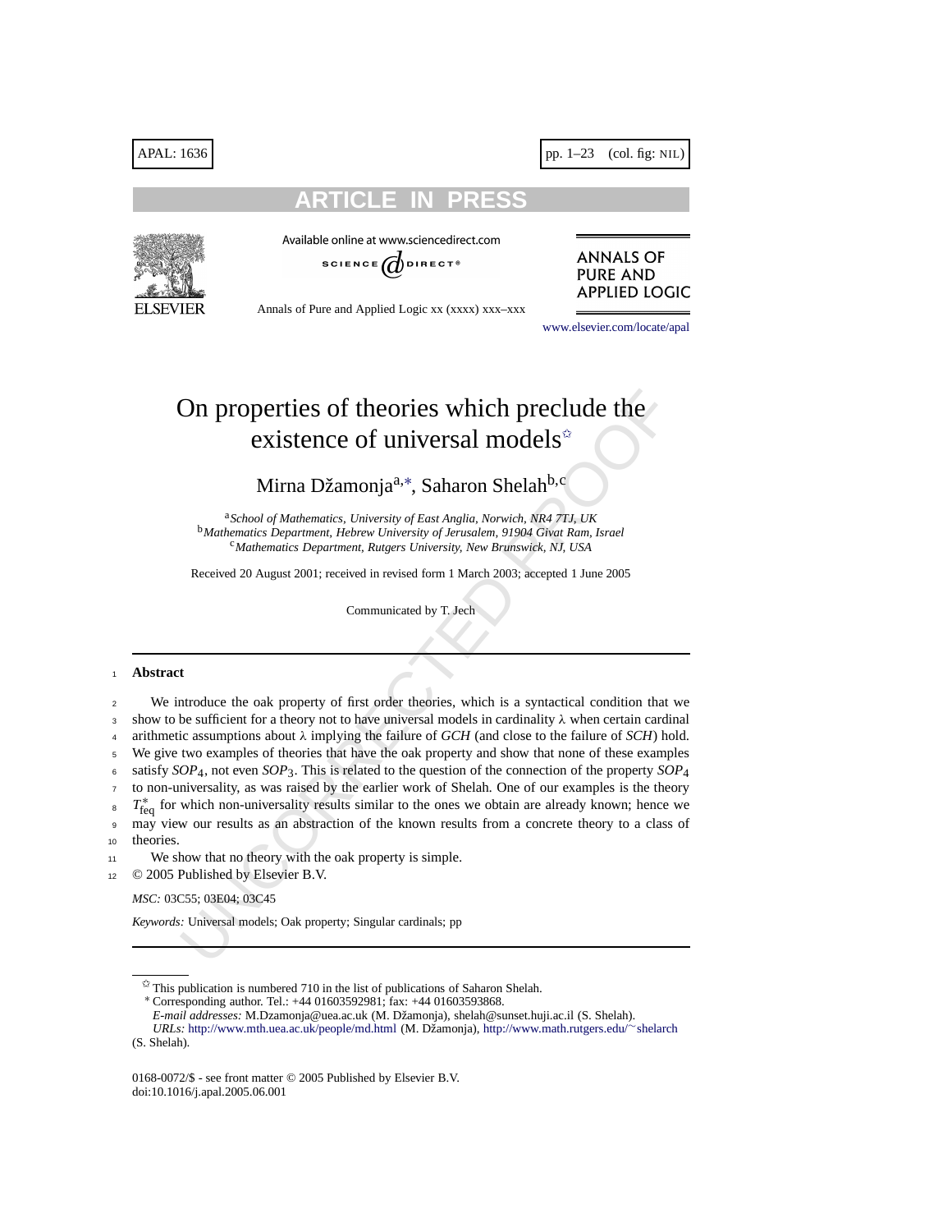# On properties of theories which preclude the existence of universal models[☆]

Mirna Džamonja[a,*], Saharon Shelah[b,c]

[a] *School of Mathematics, University of East Anglia, Norwich, NR4 7TJ, UK*
[b] *Mathematics Department, Hebrew University of Jerusalem, 91904 Givat Ram, Israel*
[c] *Mathematics Department, Rutgers University, New Brunswick, NJ, USA*

Received 20 August 2001; received in revised form 1 March 2003; accepted 1 June 2005

Communicated by T. Jech

---

## Abstract

We introduce the oak property of first order theories, which is a syntactical condition that we show to be sufficient for a theory not to have universal models in cardinality $\lambda$ when certain cardinal arithmetic assumptions about $\lambda$ implying the failure of *GCH* (and close to the failure of *SCH*) hold. We give two examples of theories that have the oak property and show that none of these examples satisfy $SOP_4$, not even $SOP_3$. This is related to the question of the connection of the property $SOP_4$ to non-universality, as was raised by the earlier work of Shelah. One of our examples is the theory $T^*_{\text{feq}}$ for which non-universality results similar to the ones we obtain are already known; hence we may view our results as an abstraction of the known results from a concrete theory to a class of theories.

We show that no theory with the oak property is simple.

© 2005 Published by Elsevier B.V.

*MSC:* 03C55; 03E04; 03C45

*Keywords:* Universal models; Oak property; Singular cardinals; pp

---

[☆] This publication is numbered 710 in the list of publications of Saharon Shelah.

[*] Corresponding author. Tel.: +44 01603592981; fax: +44 01603593868.

*E-mail addresses:* M.Dzamonja@uea.ac.uk (M. Džamonja), shelah@sunset.huji.ac.il (S. Shelah).

*URLs:* http://www.mth.uea.ac.uk/people/md.html (M. Džamonja), http://www.math.rutgers.edu/~shelarch (S. Shelah).

0168-0072/$ - see front matter © 2005 Published by Elsevier B.V.
doi:10.1016/j.apal.2005.06.001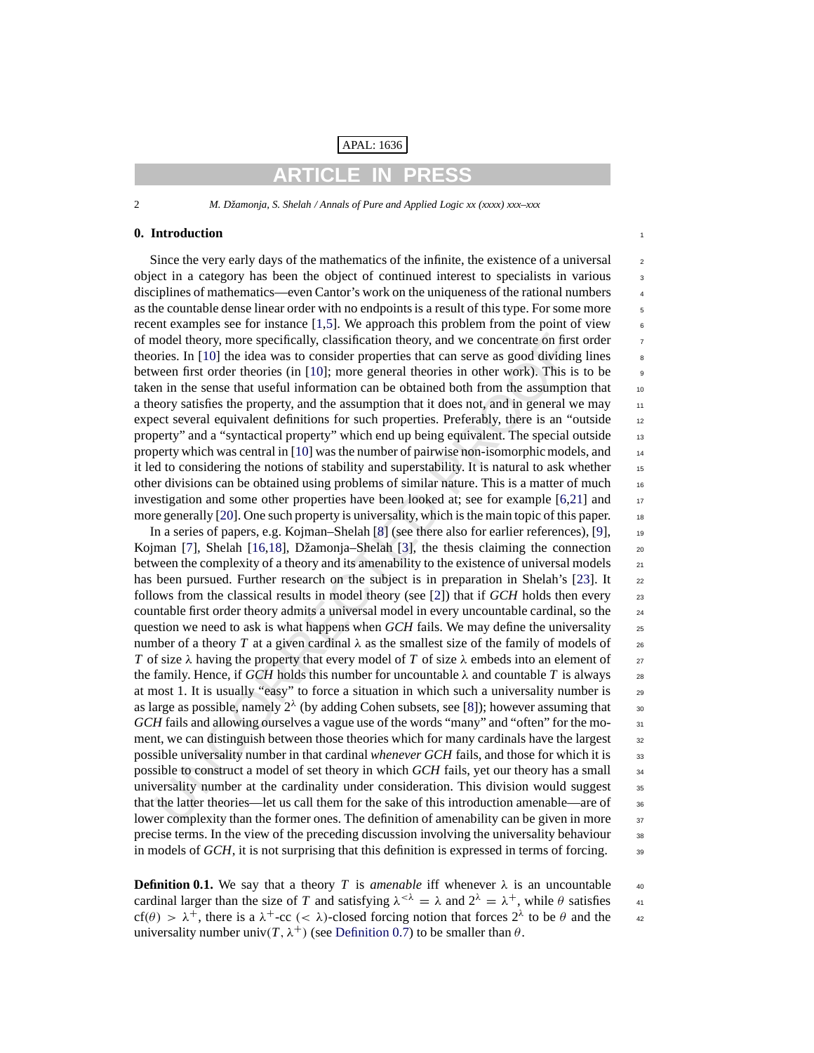## 0. Introduction

Since the very early days of the mathematics of the infinite, the existence of a universal object in a category has been the object of continued interest to specialists in various disciplines of mathematics—even Cantor's work on the uniqueness of the rational numbers as the countable dense linear order with no endpoints is a result of this type. For some more recent examples see for instance [1,5]. We approach this problem from the point of view of model theory, more specifically, classification theory, and we concentrate on first order theories. In [10] the idea was to consider properties that can serve as good dividing lines between first order theories (in [10]; more general theories in other work). This is to be taken in the sense that useful information can be obtained both from the assumption that a theory satisfies the property, and the assumption that it does not, and in general we may expect several equivalent definitions for such properties. Preferably, there is an "outside property" and a "syntactical property" which end up being equivalent. The special outside property which was central in [10] was the number of pairwise non-isomorphic models, and it led to considering the notions of stability and superstability. It is natural to ask whether other divisions can be obtained using problems of similar nature. This is a matter of much investigation and some other properties have been looked at; see for example [6,21] and more generally [20]. One such property is universality, which is the main topic of this paper.

In a series of papers, e.g. Kojman–Shelah [8] (see there also for earlier references), [9], Kojman [7], Shelah [16,18], Džamonja–Shelah [3], the thesis claiming the connection between the complexity of a theory and its amenability to the existence of universal models has been pursued. Further research on the subject is in preparation in Shelah's [23]. It follows from the classical results in model theory (see [2]) that if *GCH* holds then every countable first order theory admits a universal model in every uncountable cardinal, so the question we need to ask is what happens when *GCH* fails. We may define the universality number of a theory $T$ at a given cardinal $\lambda$ as the smallest size of the family of models of $T$ of size $\lambda$ having the property that every model of $T$ of size $\lambda$ embeds into an element of the family. Hence, if *GCH* holds this number for uncountable $\lambda$ and countable $T$ is always at most 1. It is usually "easy" to force a situation in which such a universality number is as large as possible, namely $2^\lambda$ (by adding Cohen subsets, see [8]); however assuming that *GCH* fails and allowing ourselves a vague use of the words "many" and "often" for the moment, we can distinguish between those theories which for many cardinals have the largest possible universality number in that cardinal *whenever GCH* fails, and those for which it is possible to construct a model of set theory in which *GCH* fails, yet our theory has a small universality number at the cardinality under consideration. This division would suggest that the latter theories—let us call them for the sake of this introduction amenable—are of lower complexity than the former ones. The definition of amenability can be given in more precise terms. In the view of the preceding discussion involving the universality behaviour in models of *GCH*, it is not surprising that this definition is expressed in terms of forcing.

**Definition 0.1.** We say that a theory $T$ is *amenable* iff whenever $\lambda$ is an uncountable cardinal larger than the size of $T$ and satisfying $\lambda^{<\lambda} = \lambda$ and $2^\lambda = \lambda^+$, while $\theta$ satisfies $\mathrm{cf}(\theta) > \lambda^+$, there is a $\lambda^+$-cc ($< \lambda$)-closed forcing notion that forces $2^\lambda$ to be $\theta$ and the universality number $\mathrm{univ}(T, \lambda^+)$ (see Definition 0.7) to be smaller than $\theta$.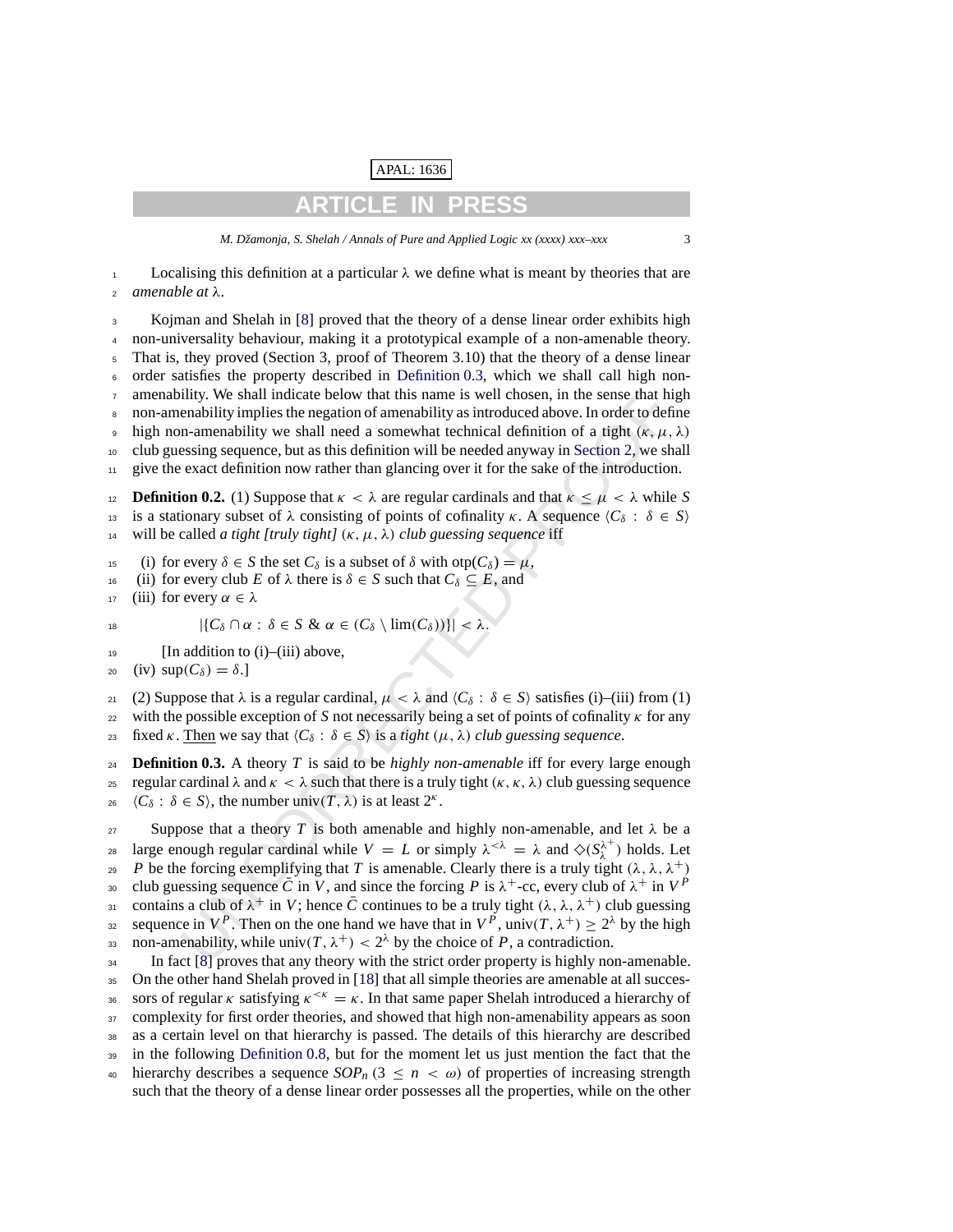Localising this definition at a particular $\lambda$ we define what is meant by theories that are *amenable at* $\lambda$.

Kojman and Shelah in [8] proved that the theory of a dense linear order exhibits high non-universality behaviour, making it a prototypical example of a non-amenable theory. That is, they proved (Section 3, proof of Theorem 3.10) that the theory of a dense linear order satisfies the property described in Definition 0.3, which we shall call high non-amenability. We shall indicate below that this name is well chosen, in the sense that high non-amenability implies the negation of amenability as introduced above. In order to define high non-amenability we shall need a somewhat technical definition of a tight $(\kappa, \mu, \lambda)$ club guessing sequence, but as this definition will be needed anyway in Section 2, we shall give the exact definition now rather than glancing over it for the sake of the introduction.

**Definition 0.2.** (1) Suppose that $\kappa < \lambda$ are regular cardinals and that $\kappa \leq \mu < \lambda$ while $S$ is a stationary subset of $\lambda$ consisting of points of cofinality $\kappa$. A sequence $\langle C_\delta : \delta \in S\rangle$ will be called *a tight [truly tight]* $(\kappa, \mu, \lambda)$ *club guessing sequence* iff

(i) for every $\delta \in S$ the set $C_\delta$ is a subset of $\delta$ with $\mathrm{otp}(C_\delta) = \mu$,
(ii) for every club $E$ of $\lambda$ there is $\delta \in S$ such that $C_\delta \subseteq E$, and
(iii) for every $\alpha \in \lambda$

$$|\{C_\delta \cap \alpha : \delta \in S \ \&\ \alpha \in (C_\delta \setminus \lim(C_\delta))\}| < \lambda.$$

[In addition to (i)–(iii) above,
(iv) $\sup(C_\delta) = \delta$.]

(2) Suppose that $\lambda$ is a regular cardinal, $\mu < \lambda$ and $\langle C_\delta : \delta \in S\rangle$ satisfies (i)–(iii) from (1) with the possible exception of $S$ not necessarily being a set of points of cofinality $\kappa$ for any fixed $\kappa$. Then we say that $\langle C_\delta : \delta \in S\rangle$ is a *tight* $(\mu, \lambda)$ *club guessing sequence.*

**Definition 0.3.** A theory $T$ is said to be *highly non-amenable* iff for every large enough regular cardinal $\lambda$ and $\kappa < \lambda$ such that there is a truly tight $(\kappa, \kappa, \lambda)$ club guessing sequence $\langle C_\delta : \delta \in S\rangle$, the number $\mathrm{univ}(T, \lambda)$ is at least $2^\kappa$.

Suppose that a theory $T$ is both amenable and highly non-amenable, and let $\lambda$ be a large enough regular cardinal while $V = L$ or simply $\lambda^{<\lambda} = \lambda$ and $\diamondsuit(S^{\lambda^+}_\lambda)$ holds. Let $P$ be the forcing exemplifying that $T$ is amenable. Clearly there is a truly tight $(\lambda, \lambda, \lambda^+)$ club guessing sequence $\bar{C}$ in $V$, and since the forcing $P$ is $\lambda^+$-cc, every club of $\lambda^+$ in $V^P$ contains a club of $\lambda^+$ in $V$; hence $\bar{C}$ continues to be a truly tight $(\lambda, \lambda, \lambda^+)$ club guessing sequence in $V^P$. Then on the one hand we have that in $V^P$, $\mathrm{univ}(T, \lambda^+) \geq 2^\lambda$ by the high non-amenability, while $\mathrm{univ}(T, \lambda^+) < 2^\lambda$ by the choice of $P$, a contradiction.

In fact [8] proves that any theory with the strict order property is highly non-amenable. On the other hand Shelah proved in [18] that all simple theories are amenable at all successors of regular $\kappa$ satisfying $\kappa^{<\kappa} = \kappa$. In that same paper Shelah introduced a hierarchy of complexity for first order theories, and showed that high non-amenability appears as soon as a certain level on that hierarchy is passed. The details of this hierarchy are described in the following Definition 0.8, but for the moment let us just mention the fact that the hierarchy describes a sequence $SOP_n$ $(3 \leq n < \omega)$ of properties of increasing strength such that the theory of a dense linear order possesses all the properties, while on the other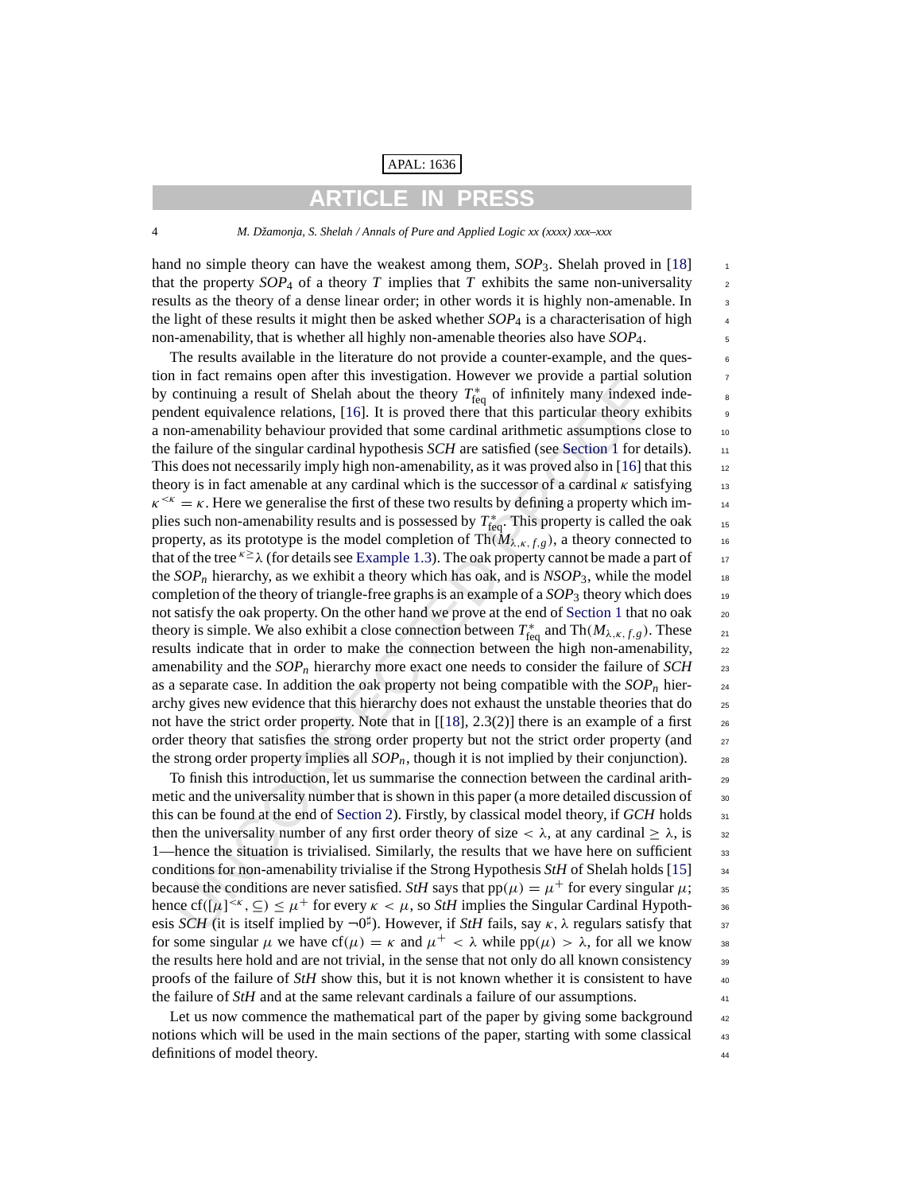hand no simple theory can have the weakest among them, $SOP_3$. Shelah proved in [18] that the property $SOP_4$ of a theory $T$ implies that $T$ exhibits the same non-universality results as the theory of a dense linear order; in other words it is highly non-amenable. In the light of these results it might then be asked whether $SOP_4$ is a characterisation of high non-amenability, that is whether all highly non-amenable theories also have $SOP_4$.

The results available in the literature do not provide a counter-example, and the question in fact remains open after this investigation. However we provide a partial solution by continuing a result of Shelah about the theory $T^*_{\text{feq}}$ of infinitely many indexed independent equivalence relations, [16]. It is proved there that this particular theory exhibits a non-amenability behaviour provided that some cardinal arithmetic assumptions close to the failure of the singular cardinal hypothesis *SCH* are satisfied (see Section 1 for details). This does not necessarily imply high non-amenability, as it was proved also in [16] that this theory is in fact amenable at any cardinal which is the successor of a cardinal $\kappa$ satisfying $\kappa^{<\kappa} = \kappa$. Here we generalise the first of these two results by defining a property which implies such non-amenability results and is possessed by $T^*_{\text{feq}}$. This property is called the oak property, as its prototype is the model completion of $\text{Th}(M_{\lambda,\kappa,f,g})$, a theory connected to that of the tree ${}^{\kappa \geq}\lambda$ (for details see Example 1.3). The oak property cannot be made a part of the $SOP_n$ hierarchy, as we exhibit a theory which has oak, and is $NSOP_3$, while the model completion of the theory of triangle-free graphs is an example of a $SOP_3$ theory which does not satisfy the oak property. On the other hand we prove at the end of Section 1 that no oak theory is simple. We also exhibit a close connection between $T^*_{\text{feq}}$ and $\text{Th}(M_{\lambda,\kappa,f,g})$. These results indicate that in order to make the connection between the high non-amenability, amenability and the $SOP_n$ hierarchy more exact one needs to consider the failure of *SCH* as a separate case. In addition the oak property not being compatible with the $SOP_n$ hierarchy gives new evidence that this hierarchy does not exhaust the unstable theories that do not have the strict order property. Note that in [[18], 2.3(2)] there is an example of a first order theory that satisfies the strong order property but not the strict order property (and the strong order property implies all $SOP_n$, though it is not implied by their conjunction).

To finish this introduction, let us summarise the connection between the cardinal arithmetic and the universality number that is shown in this paper (a more detailed discussion of this can be found at the end of Section 2). Firstly, by classical model theory, if *GCH* holds then the universality number of any first order theory of size $< \lambda$, at any cardinal $\geq \lambda$, is 1—hence the situation is trivialised. Similarly, the results that we have here on sufficient conditions for non-amenability trivialise if the Strong Hypothesis *StH* of Shelah holds [15] because the conditions are never satisfied. *StH* says that $\text{pp}(\mu) = \mu^+$ for every singular $\mu$; hence $\text{cf}([\mu]^{<\kappa}, \subseteq) \leq \mu^+$ for every $\kappa < \mu$, so *StH* implies the Singular Cardinal Hypothesis *SCH* (it is itself implied by $\neg 0^\sharp$). However, if *StH* fails, say $\kappa, \lambda$ regulars satisfy that for some singular $\mu$ we have $\text{cf}(\mu) = \kappa$ and $\mu^+ < \lambda$ while $\text{pp}(\mu) > \lambda$, for all we know the results here hold and are not trivial, in the sense that not only do all known consistency proofs of the failure of *StH* show this, but it is not known whether it is consistent to have the failure of *StH* and at the same relevant cardinals a failure of our assumptions.

Let us now commence the mathematical part of the paper by giving some background notions which will be used in the main sections of the paper, starting with some classical definitions of model theory.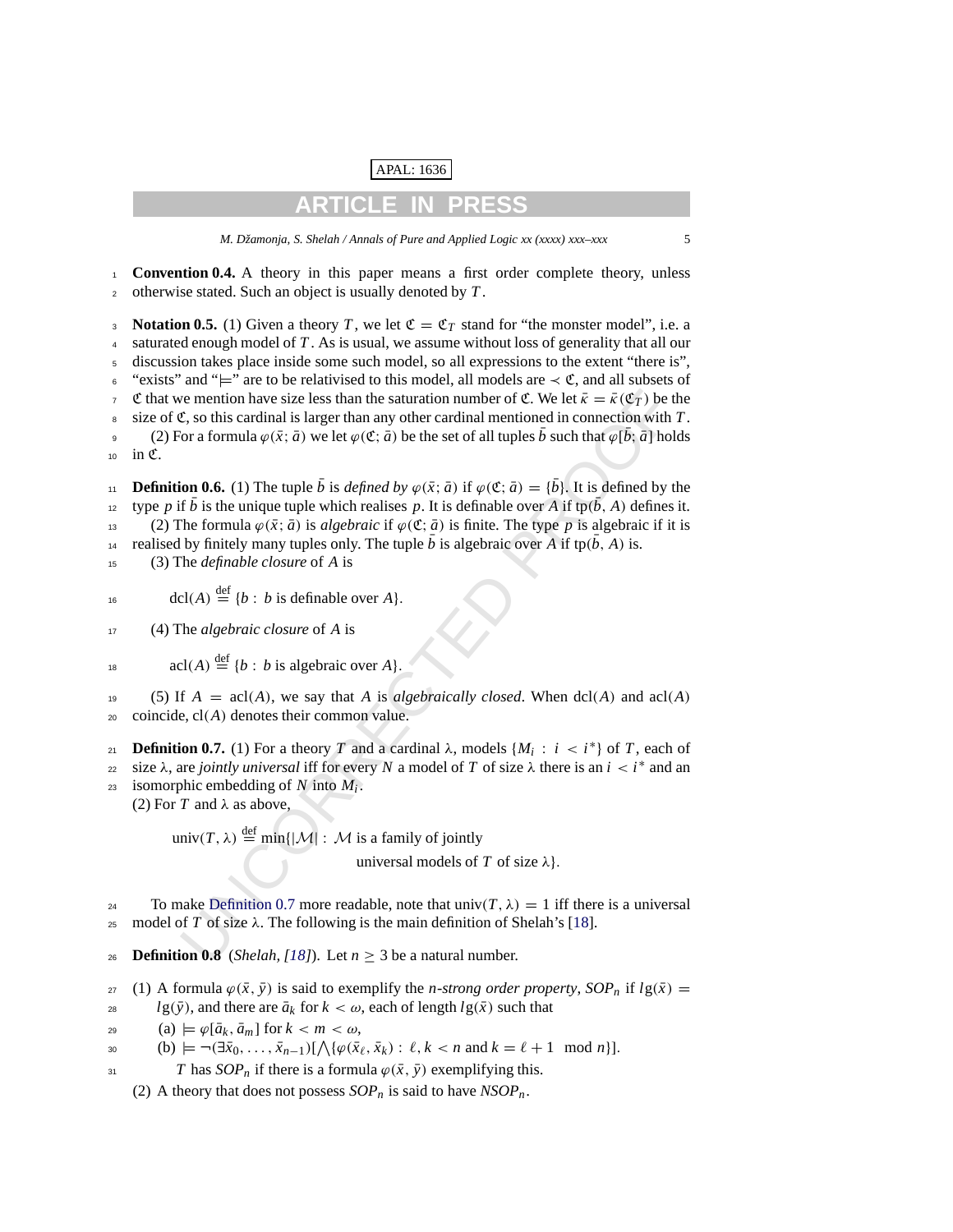**Convention 0.4.** A theory in this paper means a first order complete theory, unless otherwise stated. Such an object is usually denoted by $T$.

**Notation 0.5.** (1) Given a theory $T$, we let $\mathfrak{C} = \mathfrak{C}_T$ stand for "the monster model", i.e. a saturated enough model of $T$. As is usual, we assume without loss of generality that all our discussion takes place inside some such model, so all expressions to the extent "there is", "exists" and "$\models$" are to be relativised to this model, all models are $\prec \mathfrak{C}$, and all subsets of $\mathfrak{C}$ that we mention have size less than the saturation number of $\mathfrak{C}$. We let $\bar{\kappa} = \bar{\kappa}(\mathfrak{C}_T)$ be the size of $\mathfrak{C}$, so this cardinal is larger than any other cardinal mentioned in connection with $T$.

(2) For a formula $\varphi(\bar{x}; \bar{a})$ we let $\varphi(\mathfrak{C}; \bar{a})$ be the set of all tuples $\bar{b}$ such that $\varphi[\bar{b}; \bar{a}]$ holds in $\mathfrak{C}$.

**Definition 0.6.** (1) The tuple $\bar{b}$ is *defined by* $\varphi(\bar{x}; \bar{a})$ if $\varphi(\mathfrak{C}; \bar{a}) = \{\bar{b}\}$. It is defined by the type $p$ if $\bar{b}$ is the unique tuple which realises $p$. It is definable over $A$ if $\mathrm{tp}(\bar{b}, A)$ defines it.

(2) The formula $\varphi(\bar{x}; \bar{a})$ is *algebraic* if $\varphi(\mathfrak{C}; \bar{a})$ is finite. The type $p$ is algebraic if it is realised by finitely many tuples only. The tuple $\bar{b}$ is algebraic over $A$ if $\mathrm{tp}(\bar{b}, A)$ is.

(3) The *definable closure* of $A$ is

$$\mathrm{dcl}(A) \stackrel{\mathrm{def}}{=} \{b : b \text{ is definable over } A\}.$$

(4) The *algebraic closure* of $A$ is

$$\mathrm{acl}(A) \stackrel{\mathrm{def}}{=} \{b : b \text{ is algebraic over } A\}.$$

(5) If $A = \mathrm{acl}(A)$, we say that $A$ is *algebraically closed*. When $\mathrm{dcl}(A)$ and $\mathrm{acl}(A)$ coincide, $\mathrm{cl}(A)$ denotes their common value.

**Definition 0.7.** (1) For a theory $T$ and a cardinal $\lambda$, models $\{M_i : i < i^*\}$ of $T$, each of size $\lambda$, are *jointly universal* iff for every $N$ a model of $T$ of size $\lambda$ there is an $i < i^*$ and an isomorphic embedding of $N$ into $M_i$.

(2) For $T$ and $\lambda$ as above,

$$\mathrm{univ}(T, \lambda) \stackrel{\mathrm{def}}{=} \min\{|\mathcal{M}| : \mathcal{M} \text{ is a family of jointly universal models of } T \text{ of size } \lambda\}.$$

To make Definition 0.7 more readable, note that $\mathrm{univ}(T, \lambda) = 1$ iff there is a universal model of $T$ of size $\lambda$. The following is the main definition of Shelah's [18].

**Definition 0.8** (*Shelah, [18]*). Let $n \geq 3$ be a natural number.

(1) A formula $\varphi(\bar{x}, \bar{y})$ is said to exemplify the *$n$-strong order property*, $SOP_n$ if $lg(\bar{x}) = lg(\bar{y})$, and there are $\bar{a}_k$ for $k < \omega$, each of length $lg(\bar{x})$ such that
   (a) $\models \varphi[\bar{a}_k, \bar{a}_m]$ for $k < m < \omega$,
   (b) $\models \neg(\exists \bar{x}_0, \ldots, \bar{x}_{n-1})[\bigwedge\{\varphi(\bar{x}_\ell, \bar{x}_k) : \ell, k < n \text{ and } k = \ell + 1 \mod n\}]$.

   $T$ has $SOP_n$ if there is a formula $\varphi(\bar{x}, \bar{y})$ exemplifying this.

(2) A theory that does not possess $SOP_n$ is said to have $NSOP_n$.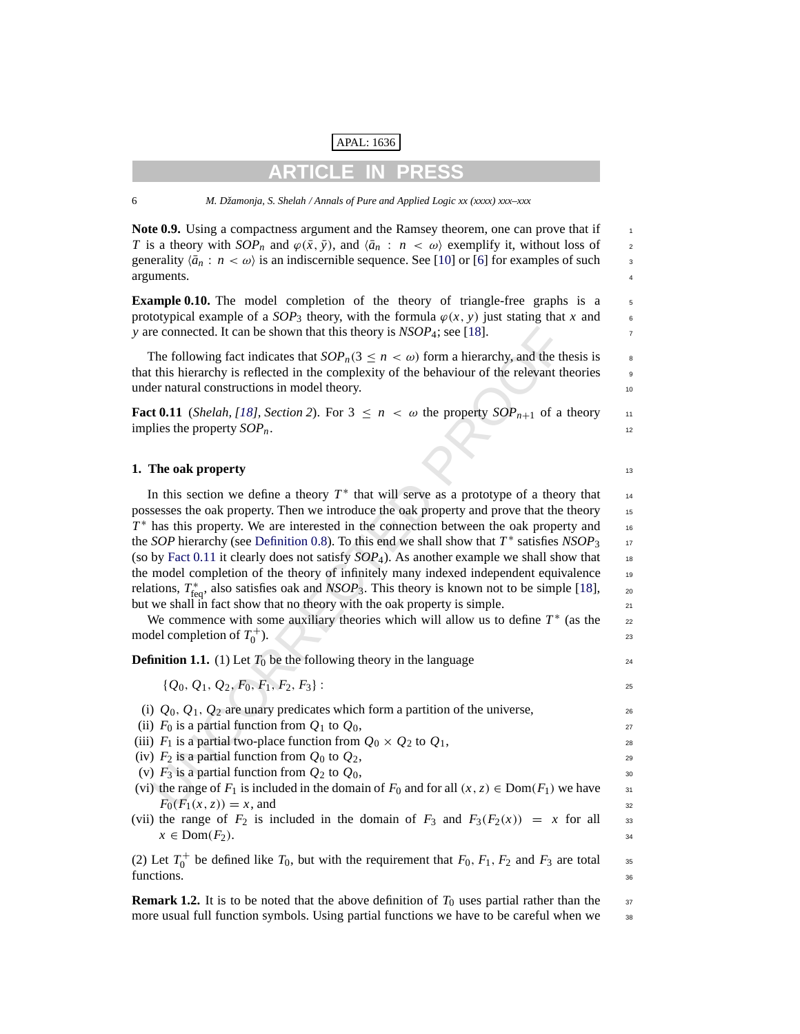**Note 0.9.** Using a compactness argument and the Ramsey theorem, one can prove that if $T$ is a theory with $SOP_n$ and $\varphi(\bar{x}, \bar{y})$, and $\langle \bar{a}_n : n < \omega \rangle$ exemplify it, without loss of generality $\langle \bar{a}_n : n < \omega \rangle$ is an indiscernible sequence. See [10] or [6] for examples of such arguments.

**Example 0.10.** The model completion of the theory of triangle-free graphs is a prototypical example of a $SOP_3$ theory, with the formula $\varphi(x, y)$ just stating that $x$ and $y$ are connected. It can be shown that this theory is $NSOP_4$; see [18].

The following fact indicates that $SOP_n (3 \leq n < \omega)$ form a hierarchy, and the thesis is that this hierarchy is reflected in the complexity of the behaviour of the relevant theories under natural constructions in model theory.

**Fact 0.11** (*Shelah, [18], Section 2*). For $3 \leq n < \omega$ the property $SOP_{n+1}$ of a theory implies the property $SOP_n$.

## 1. The oak property

In this section we define a theory $T^*$ that will serve as a prototype of a theory that possesses the oak property. Then we introduce the oak property and prove that the theory $T^*$ has this property. We are interested in the connection between the oak property and the *SOP* hierarchy (see Definition 0.8). To this end we shall show that $T^*$ satisfies $NSOP_3$ (so by Fact 0.11 it clearly does not satisfy $SOP_4$). As another example we shall show that the model completion of the theory of infinitely many indexed independent equivalence relations, $T^*_{\text{feq}}$, also satisfies oak and $NSOP_3$. This theory is known not to be simple [18], but we shall in fact show that no theory with the oak property is simple.

We commence with some auxiliary theories which will allow us to define $T^*$ (as the model completion of $T_0^+$).

**Definition 1.1.** (1) Let $T_0$ be the following theory in the language

$$\{Q_0, Q_1, Q_2, F_0, F_1, F_2, F_3\} :$$

- (i) $Q_0, Q_1, Q_2$ are unary predicates which form a partition of the universe,
- (ii) $F_0$ is a partial function from $Q_1$ to $Q_0$,
- (iii) $F_1$ is a partial two-place function from $Q_0 \times Q_2$ to $Q_1$,
- (iv) $F_2$ is a partial function from $Q_0$ to $Q_2$,
- (v) $F_3$ is a partial function from $Q_2$ to $Q_0$,
- (vi) the range of $F_1$ is included in the domain of $F_0$ and for all $(x, z) \in \text{Dom}(F_1)$ we have $F_0(F_1(x, z)) = x$, and
- (vii) the range of $F_2$ is included in the domain of $F_3$ and $F_3(F_2(x)) = x$ for all $x \in \text{Dom}(F_2)$.

(2) Let $T_0^+$ be defined like $T_0$, but with the requirement that $F_0, F_1, F_2$ and $F_3$ are total functions.

**Remark 1.2.** It is to be noted that the above definition of $T_0$ uses partial rather than the more usual full function symbols. Using partial functions we have to be careful when we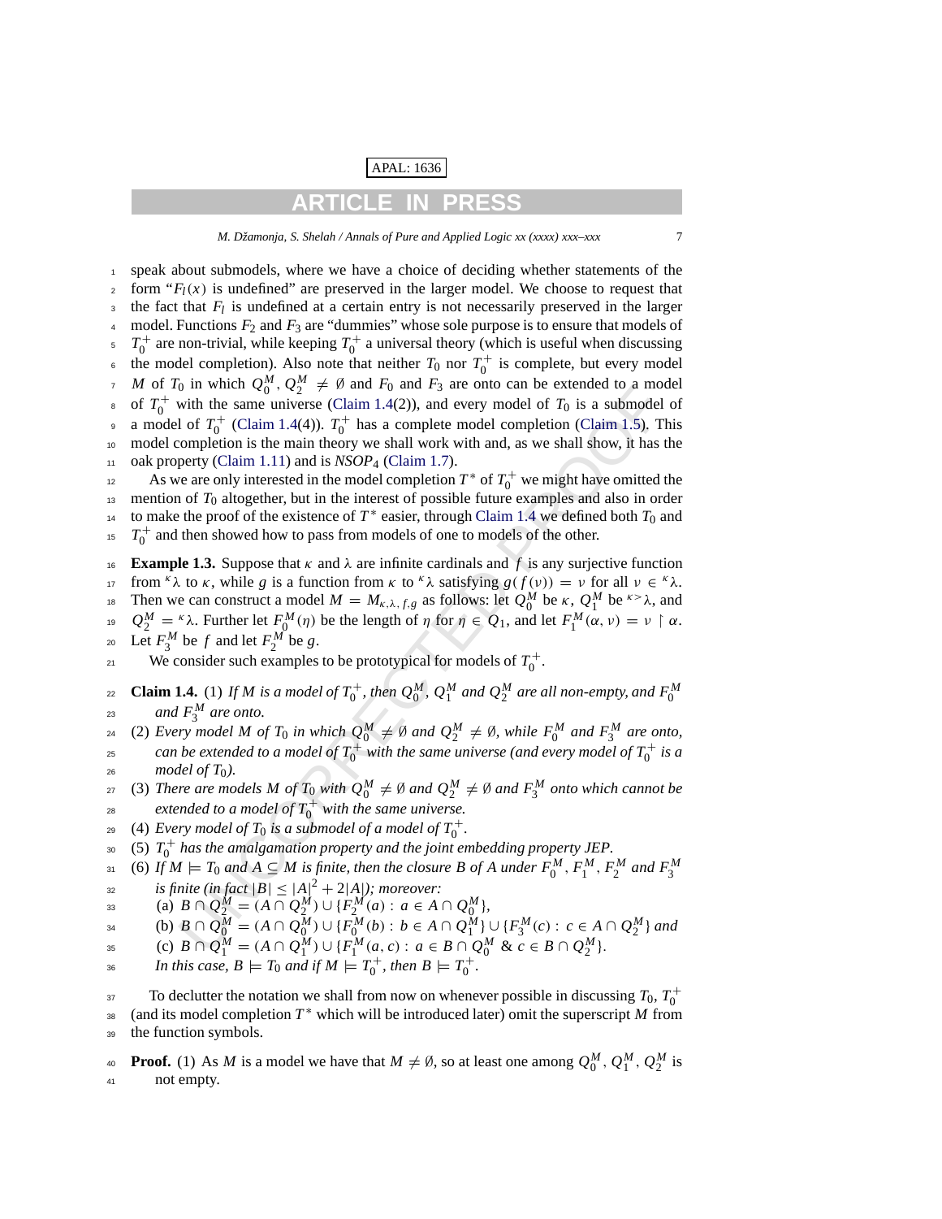speak about submodels, where we have a choice of deciding whether statements of the form "$F_l(x)$ is undefined" are preserved in the larger model. We choose to request that the fact that $F_l$ is undefined at a certain entry is not necessarily preserved in the larger model. Functions $F_2$ and $F_3$ are "dummies" whose sole purpose is to ensure that models of $T_0^+$ are non-trivial, while keeping $T_0^+$ a universal theory (which is useful when discussing the model completion). Also note that neither $T_0$ nor $T_0^+$ is complete, but every model $M$ of $T_0$ in which $Q_0^M, Q_2^M \neq \emptyset$ and $F_0$ and $F_3$ are onto can be extended to a model of $T_0^+$ with the same universe (Claim 1.4(2)), and every model of $T_0$ is a submodel of a model of $T_0^+$ (Claim 1.4(4)). $T_0^+$ has a complete model completion (Claim 1.5). This model completion is the main theory we shall work with and, as we shall show, it has the oak property (Claim 1.11) and is $NSOP_4$ (Claim 1.7).

As we are only interested in the model completion $T^*$ of $T_0^+$ we might have omitted the mention of $T_0$ altogether, but in the interest of possible future examples and also in order to make the proof of the existence of $T^*$ easier, through Claim 1.4 we defined both $T_0$ and $T_0^+$ and then showed how to pass from models of one to models of the other.

**Example 1.3.** Suppose that $\kappa$ and $\lambda$ are infinite cardinals and $f$ is any surjective function from ${}^\kappa\lambda$ to $\kappa$, while $g$ is a function from $\kappa$ to ${}^\kappa\lambda$ satisfying $g(f(\nu)) = \nu$ for all $\nu \in {}^\kappa\lambda$. Then we can construct a model $M = M_{\kappa,\lambda,f,g}$ as follows: let $Q_0^M$ be $\kappa$, $Q_1^M$ be ${}^{\kappa>}\lambda$, and $Q_2^M = {}^\kappa\lambda$. Further let $F_0^M(\eta)$ be the length of $\eta$ for $\eta \in Q_1$, and let $F_1^M(\alpha, \nu) = \nu \restriction \alpha$. Let $F_3^M$ be $f$ and let $F_2^M$ be $g$.

We consider such examples to be prototypical for models of $T_0^+$.

**Claim 1.4.** (1) *If $M$ is a model of $T_0^+$, then $Q_0^M$, $Q_1^M$ and $Q_2^M$ are all non-empty, and $F_0^M$ and $F_3^M$ are onto.*

(2) *Every model $M$ of $T_0$ in which $Q_0^M \neq \emptyset$ and $Q_2^M \neq \emptyset$, while $F_0^M$ and $F_3^M$ are onto, can be extended to a model of $T_0^+$ with the same universe (and every model of $T_0^+$ is a model of $T_0$).*

(3) *There are models $M$ of $T_0$ with $Q_0^M \neq \emptyset$ and $Q_2^M \neq \emptyset$ and $F_3^M$ onto which cannot be extended to a model of $T_0^+$ with the same universe.*

(4) *Every model of $T_0$ is a submodel of a model of $T_0^+$.*

(5) *$T_0^+$ has the amalgamation property and the joint embedding property JEP.*

(6) *If $M \models T_0$ and $A \subseteq M$ is finite, then the closure $B$ of $A$ under $F_0^M$, $F_1^M$, $F_2^M$ and $F_3^M$ is finite (in fact $|B| \leq |A|^2 + 2|A|$); moreover:*

(a) $B \cap Q_2^M = (A \cap Q_2^M) \cup \{F_2^M(a) : a \in A \cap Q_0^M\}$,

(b) $B \cap Q_0^M = (A \cap Q_0^M) \cup \{F_0^M(b) : b \in A \cap Q_1^M\} \cup \{F_3^M(c) : c \in A \cap Q_2^M\}$ *and*

(c) $B \cap Q_1^M = (A \cap Q_1^M) \cup \{F_1^M(a, c) : a \in B \cap Q_0^M \ \&\ c \in B \cap Q_2^M\}$.

*In this case, $B \models T_0$ and if $M \models T_0^+$, then $B \models T_0^+$.*

To declutter the notation we shall from now on whenever possible in discussing $T_0$, $T_0^+$ (and its model completion $T^*$ which will be introduced later) omit the superscript $M$ from the function symbols.

**Proof.** (1) As $M$ is a model we have that $M \neq \emptyset$, so at least one among $Q_0^M$, $Q_1^M$, $Q_2^M$ is not empty.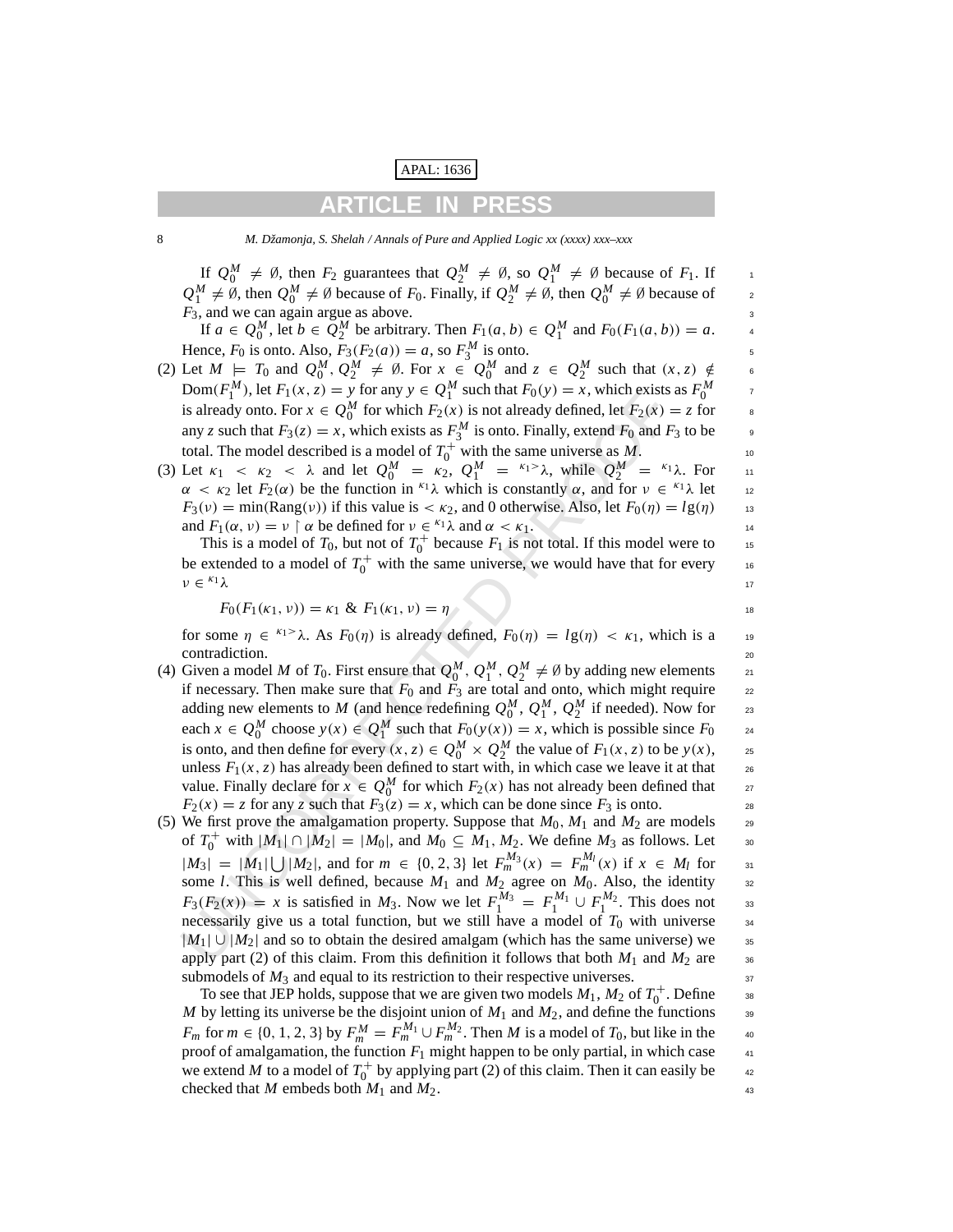If $Q_0^M \neq \emptyset$, then $F_2$ guarantees that $Q_2^M \neq \emptyset$, so $Q_1^M \neq \emptyset$ because of $F_1$. If $Q_1^M \neq \emptyset$, then $Q_0^M \neq \emptyset$ because of $F_0$. Finally, if $Q_2^M \neq \emptyset$, then $Q_0^M \neq \emptyset$ because of $F_3$, and we can again argue as above.

If $a \in Q_0^M$, let $b \in Q_2^M$ be arbitrary. Then $F_1(a,b) \in Q_1^M$ and $F_0(F_1(a,b)) = a$. Hence, $F_0$ is onto. Also, $F_3(F_2(a)) = a$, so $F_3^M$ is onto.

(2) Let $M \models T_0$ and $Q_0^M, Q_2^M \neq \emptyset$. For $x \in Q_0^M$ and $z \in Q_2^M$ such that $(x,z) \notin \mathrm{Dom}(F_1^M)$, let $F_1(x,z) = y$ for any $y \in Q_1^M$ such that $F_0(y) = x$, which exists as $F_0^M$ is already onto. For $x \in Q_0^M$ for which $F_2(x)$ is not already defined, let $F_2(x) = z$ for any $z$ such that $F_3(z) = x$, which exists as $F_3^M$ is onto. Finally, extend $F_0$ and $F_3$ to be total. The model described is a model of $T_0^+$ with the same universe as $M$.

(3) Let $\kappa_1 < \kappa_2 < \lambda$ and let $Q_0^M = \kappa_2$, $Q_1^M = {}^{\kappa_1 >}\lambda$, while $Q_2^M = {}^{\kappa_1}\lambda$. For $\alpha < \kappa_2$ let $F_2(\alpha)$ be the function in ${}^{\kappa_1}\lambda$ which is constantly $\alpha$, and for $\nu \in {}^{\kappa_1}\lambda$ let $F_3(\nu) = \min(\mathrm{Rang}(\nu))$ if this value is $< \kappa_2$, and 0 otherwise. Also, let $F_0(\eta) = lg(\eta)$ and $F_1(\alpha, \nu) = \nu \restriction \alpha$ be defined for $\nu \in {}^{\kappa_1}\lambda$ and $\alpha < \kappa_1$.

This is a model of $T_0$, but not of $T_0^+$ because $F_1$ is not total. If this model were to be extended to a model of $T_0^+$ with the same universe, we would have that for every $\nu \in {}^{\kappa_1}\lambda$

$$F_0(F_1(\kappa_1, \nu)) = \kappa_1 \ \& \ F_1(\kappa_1, \nu) = \eta$$

for some $\eta \in {}^{\kappa_1 >}\lambda$. As $F_0(\eta)$ is already defined, $F_0(\eta) = lg(\eta) < \kappa_1$, which is a contradiction.

(4) Given a model $M$ of $T_0$. First ensure that $Q_0^M, Q_1^M, Q_2^M \neq \emptyset$ by adding new elements if necessary. Then make sure that $F_0$ and $F_3$ are total and onto, which might require adding new elements to $M$ (and hence redefining $Q_0^M, Q_1^M, Q_2^M$ if needed). Now for each $x \in Q_0^M$ choose $y(x) \in Q_1^M$ such that $F_0(y(x)) = x$, which is possible since $F_0$ is onto, and then define for every $(x,z) \in Q_0^M \times Q_2^M$ the value of $F_1(x,z)$ to be $y(x)$, unless $F_1(x,z)$ has already been defined to start with, in which case we leave it at that value. Finally declare for $x \in Q_0^M$ for which $F_2(x)$ has not already been defined that $F_2(x) = z$ for any $z$ such that $F_3(z) = x$, which can be done since $F_3$ is onto.

(5) We first prove the amalgamation property. Suppose that $M_0, M_1$ and $M_2$ are models of $T_0^+$ with $|M_1| \cap |M_2| = |M_0|$, and $M_0 \subseteq M_1, M_2$. We define $M_3$ as follows. Let $|M_3| = |M_1| \bigcup |M_2|$, and for $m \in \{0, 2, 3\}$ let $F_m^{M_3}(x) = F_m^{M_l}(x)$ if $x \in M_l$ for some $l$. This is well defined, because $M_1$ and $M_2$ agree on $M_0$. Also, the identity $F_3(F_2(x)) = x$ is satisfied in $M_3$. Now we let $F_1^{M_3} = F_1^{M_1} \cup F_1^{M_2}$. This does not necessarily give us a total function, but we still have a model of $T_0$ with universe $|M_1| \cup |M_2|$ and so to obtain the desired amalgam (which has the same universe) we apply part (2) of this claim. From this definition it follows that both $M_1$ and $M_2$ are submodels of $M_3$ and equal to its restriction to their respective universes.

To see that JEP holds, suppose that we are given two models $M_1, M_2$ of $T_0^+$. Define $M$ by letting its universe be the disjoint union of $M_1$ and $M_2$, and define the functions $F_m$ for $m \in \{0, 1, 2, 3\}$ by $F_m^M = F_m^{M_1} \cup F_m^{M_2}$. Then $M$ is a model of $T_0$, but like in the proof of amalgamation, the function $F_1$ might happen to be only partial, in which case we extend $M$ to a model of $T_0^+$ by applying part (2) of this claim. Then it can easily be checked that $M$ embeds both $M_1$ and $M_2$.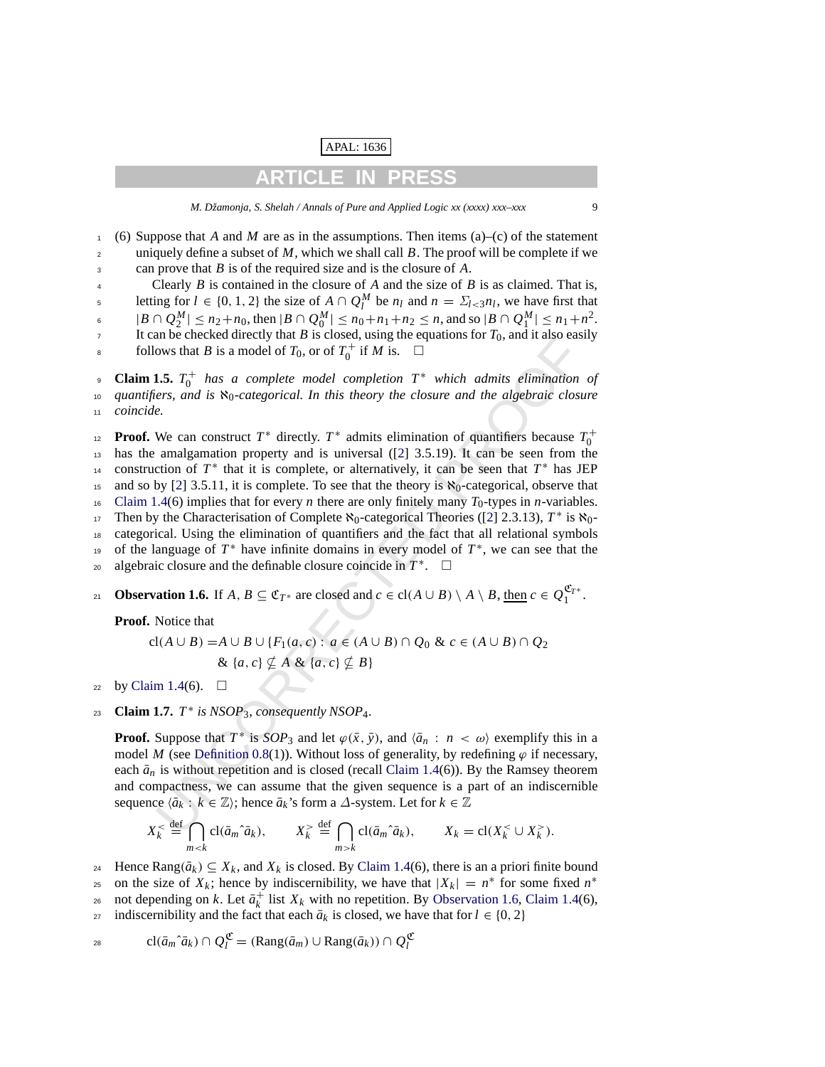(6) Suppose that $A$ and $M$ are as in the assumptions. Then items (a)–(c) of the statement uniquely define a subset of $M$, which we shall call $B$. The proof will be complete if we can prove that $B$ is of the required size and is the closure of $A$.

Clearly $B$ is contained in the closure of $A$ and the size of $B$ is as claimed. That is, letting for $l \in \{0, 1, 2\}$ the size of $A \cap Q_l^M$ be $n_l$ and $n = \Sigma_{l<3} n_l$, we have first that $|B \cap Q_2^M| \le n_2 + n_0$, then $|B \cap Q_0^M| \le n_0 + n_1 + n_2 \le n$, and so $|B \cap Q_1^M| \le n_1 + n^2$. It can be checked directly that $B$ is closed, using the equations for $T_0$, and it also easily follows that $B$ is a model of $T_0$, or of $T_0^+$ if $M$ is. $\square$

**Claim 1.5.** *$T_0^+$ has a complete model completion $T^*$ which admits elimination of quantifiers, and is $\aleph_0$-categorical. In this theory the closure and the algebraic closure coincide.*

**Proof.** We can construct $T^*$ directly. $T^*$ admits elimination of quantifiers because $T_0^+$ has the amalgamation property and is universal ([2] 3.5.19). It can be seen from the construction of $T^*$ that it is complete, or alternatively, it can be seen that $T^*$ has JEP and so by [2] 3.5.11, it is complete. To see that the theory is $\aleph_0$-categorical, observe that Claim 1.4(6) implies that for every $n$ there are only finitely many $T_0$-types in $n$-variables. Then by the Characterisation of Complete $\aleph_0$-categorical Theories ([2] 2.3.13), $T^*$ is $\aleph_0$-categorical. Using the elimination of quantifiers and the fact that all relational symbols of the language of $T^*$ have infinite domains in every model of $T^*$, we can see that the algebraic closure and the definable closure coincide in $T^*$. $\square$

**Observation 1.6.** If $A, B \subseteq \mathfrak{C}_{T^*}$ are closed and $c \in \mathrm{cl}(A \cup B) \setminus A \setminus B$, then $c \in Q_1^{\mathfrak{C}_{T^*}}$.

**Proof.** Notice that

$$\mathrm{cl}(A \cup B) = A \cup B \cup \{F_1(a, c) : a \in (A \cup B) \cap Q_0 \ \&\ c \in (A \cup B) \cap Q_2 \ \&\ \{a, c\} \nsubseteq A \ \&\ \{a, c\} \nsubseteq B\}$$

by Claim 1.4(6). $\square$

**Claim 1.7.** *$T^*$ is $NSOP_3$, consequently $NSOP_4$.*

**Proof.** Suppose that $T^*$ is $SOP_3$ and let $\varphi(\bar{x}, \bar{y})$, and $\langle \bar{a}_n : n < \omega \rangle$ exemplify this in a model $M$ (see Definition 0.8(1)). Without loss of generality, by redefining $\varphi$ if necessary, each $\bar{a}_n$ is without repetition and is closed (recall Claim 1.4(6)). By the Ramsey theorem and compactness, we can assume that the given sequence is a part of an indiscernible sequence $\langle \bar{a}_k : k \in \mathbb{Z} \rangle$; hence $\bar{a}_k$'s form a $\Delta$-system. Let for $k \in \mathbb{Z}$

$$X_k^< \stackrel{\text{def}}{=} \bigcap_{m<k} \mathrm{cl}(\bar{a}_m \hat{\ } \bar{a}_k), \qquad X_k^> \stackrel{\text{def}}{=} \bigcap_{m>k} \mathrm{cl}(\bar{a}_m \hat{\ } \bar{a}_k), \qquad X_k = \mathrm{cl}(X_k^< \cup X_k^>).$$

Hence $\mathrm{Rang}(\bar{a}_k) \subseteq X_k$, and $X_k$ is closed. By Claim 1.4(6), there is an a priori finite bound on the size of $X_k$; hence by indiscernibility, we have that $|X_k| = n^*$ for some fixed $n^*$ not depending on $k$. Let $\bar{a}_k^+$ list $X_k$ with no repetition. By Observation 1.6, Claim 1.4(6), indiscernibility and the fact that each $\bar{a}_k$ is closed, we have that for $l \in \{0, 2\}$

$$\mathrm{cl}(\bar{a}_m \hat{\ } \bar{a}_k) \cap Q_l^{\mathfrak{C}} = (\mathrm{Rang}(\bar{a}_m) \cup \mathrm{Rang}(\bar{a}_k)) \cap Q_l^{\mathfrak{C}}$$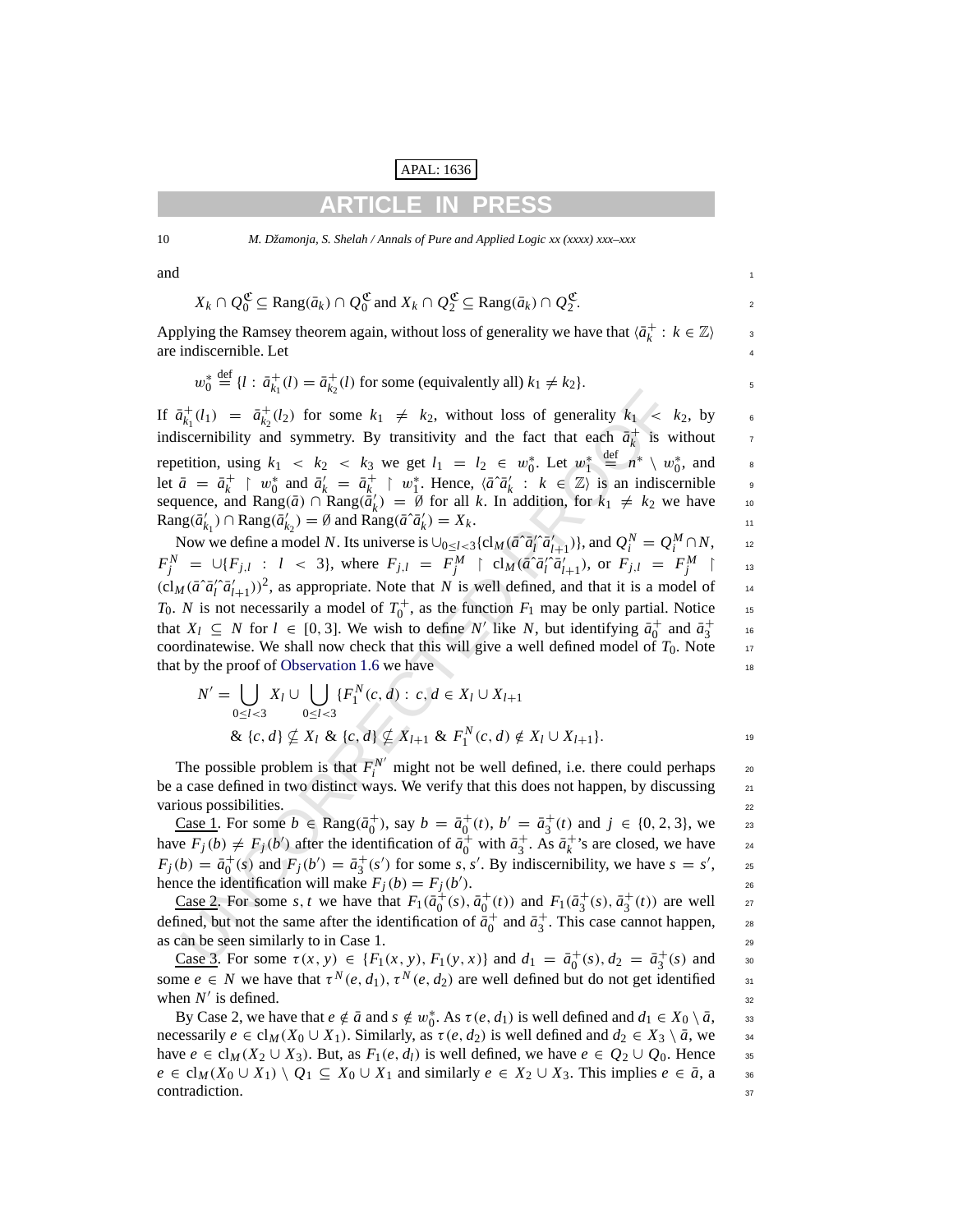and

$$X_k \cap Q_0^{\mathfrak{C}} \subseteq \mathrm{Rang}(\bar{a}_k) \cap Q_0^{\mathfrak{C}} \text{ and } X_k \cap Q_2^{\mathfrak{C}} \subseteq \mathrm{Rang}(\bar{a}_k) \cap Q_2^{\mathfrak{C}}.$$

Applying the Ramsey theorem again, without loss of generality we have that $\langle \bar{a}_k^+ : k \in \mathbb{Z} \rangle$ are indiscernible. Let

$$w_0^* \stackrel{\text{def}}{=} \{l : \bar{a}_{k_1}^+(l) = \bar{a}_{k_2}^+(l) \text{ for some (equivalently all) } k_1 \neq k_2\}.$$

If $\bar{a}_{k_1}^+(l_1) = \bar{a}_{k_2}^+(l_2)$ for some $k_1 \neq k_2$, without loss of generality $k_1 < k_2$, by indiscernibility and symmetry. By transitivity and the fact that each $\bar{a}_k^+$ is without repetition, using $k_1 < k_2 < k_3$ we get $l_1 = l_2 \in w_0^*$. Let $w_1^* \stackrel{\text{def}}{=} n^* \setminus w_0^*$, and let $\bar{a} = \bar{a}_k^+ \restriction w_0^*$ and $\bar{a}_k' = \bar{a}_k^+ \restriction w_1^*$. Hence, $\langle \bar{a}\hat{\ }\bar{a}_k' : k \in \mathbb{Z} \rangle$ is an indiscernible sequence, and $\mathrm{Rang}(\bar{a}) \cap \mathrm{Rang}(\bar{a}_k') = \emptyset$ for all $k$. In addition, for $k_1 \neq k_2$ we have $\mathrm{Rang}(\bar{a}_{k_1}') \cap \mathrm{Rang}(\bar{a}_{k_2}') = \emptyset$ and $\mathrm{Rang}(\bar{a}\hat{\ }\bar{a}_k') = X_k$.

Now we define a model $N$. Its universe is $\cup_{0 \le l < 3}\{\mathrm{cl}_M(\bar{a}\hat{\ }\bar{a}_l'\hat{\ }\bar{a}_{l+1}')\}$, and $Q_i^N = Q_i^M \cap N$, $F_j^N = \cup\{F_{j,l} : l < 3\}$, where $F_{j,l} = F_j^M \restriction \mathrm{cl}_M(\bar{a}\hat{\ }\bar{a}_l'\hat{\ }\bar{a}_{l+1}')$, or $F_{j,l} = F_j^M \restriction (\mathrm{cl}_M(\bar{a}\hat{\ }\bar{a}_l'\hat{\ }\bar{a}_{l+1}'))^2$, as appropriate. Note that $N$ is well defined, and that it is a model of $T_0$. $N$ is not necessarily a model of $T_0^+$, as the function $F_1$ may be only partial. Notice that $X_l \subseteq N$ for $l \in [0, 3]$. We wish to define $N'$ like $N$, but identifying $\bar{a}_0^+$ and $\bar{a}_3^+$ coordinatewise. We shall now check that this will give a well defined model of $T_0$. Note that by the proof of Observation 1.6 we have

$$\begin{aligned} N' = \bigcup_{0 \le l < 3} X_l \cup \bigcup_{0 \le l < 3} \{&F_1^N(c, d) : c, d \in X_l \cup X_{l+1} \\ &\& \{c, d\} \nsubseteq X_l \;\&\; \{c, d\} \nsubseteq X_{l+1} \;\&\; F_1^N(c, d) \notin X_l \cup X_{l+1}\}. \end{aligned}$$

The possible problem is that $F_i^{N'}$ might not be well defined, i.e. there could perhaps be a case defined in two distinct ways. We verify that this does not happen, by discussing various possibilities.

Case 1. For some $b \in \mathrm{Rang}(\bar{a}_0^+)$, say $b = \bar{a}_0^+(t)$, $b' = \bar{a}_3^+(t)$ and $j \in \{0, 2, 3\}$, we have $F_j(b) \neq F_j(b')$ after the identification of $\bar{a}_0^+$ with $\bar{a}_3^+$. As $\bar{a}_k^+$'s are closed, we have $F_j(b) = \bar{a}_0^+(s)$ and $F_j(b') = \bar{a}_3^+(s')$ for some $s, s'$. By indiscernibility, we have $s = s'$, hence the identification will make $F_j(b) = F_j(b')$.

Case 2. For some $s, t$ we have that $F_1(\bar{a}_0^+(s), \bar{a}_0^+(t))$ and $F_1(\bar{a}_3^+(s), \bar{a}_3^+(t))$ are well defined, but not the same after the identification of $\bar{a}_0^+$ and $\bar{a}_3^+$. This case cannot happen, as can be seen similarly to in Case 1.

Case 3. For some $\tau(x, y) \in \{F_1(x, y), F_1(y, x)\}$ and $d_1 = \bar{a}_0^+(s)$, $d_2 = \bar{a}_3^+(s)$ and some $e \in N$ we have that $\tau^N(e, d_1), \tau^N(e, d_2)$ are well defined but do not get identified when $N'$ is defined.

By Case 2, we have that $e \notin \bar{a}$ and $s \notin w_0^*$. As $\tau(e, d_1)$ is well defined and $d_1 \in X_0 \setminus \bar{a}$, necessarily $e \in \mathrm{cl}_M(X_0 \cup X_1)$. Similarly, as $\tau(e, d_2)$ is well defined and $d_2 \in X_3 \setminus \bar{a}$, we have $e \in \mathrm{cl}_M(X_2 \cup X_3)$. But, as $F_1(e, d_l)$ is well defined, we have $e \in Q_2 \cup Q_0$. Hence $e \in \mathrm{cl}_M(X_0 \cup X_1) \setminus Q_1 \subseteq X_0 \cup X_1$ and similarly $e \in X_2 \cup X_3$. This implies $e \in \bar{a}$, a contradiction.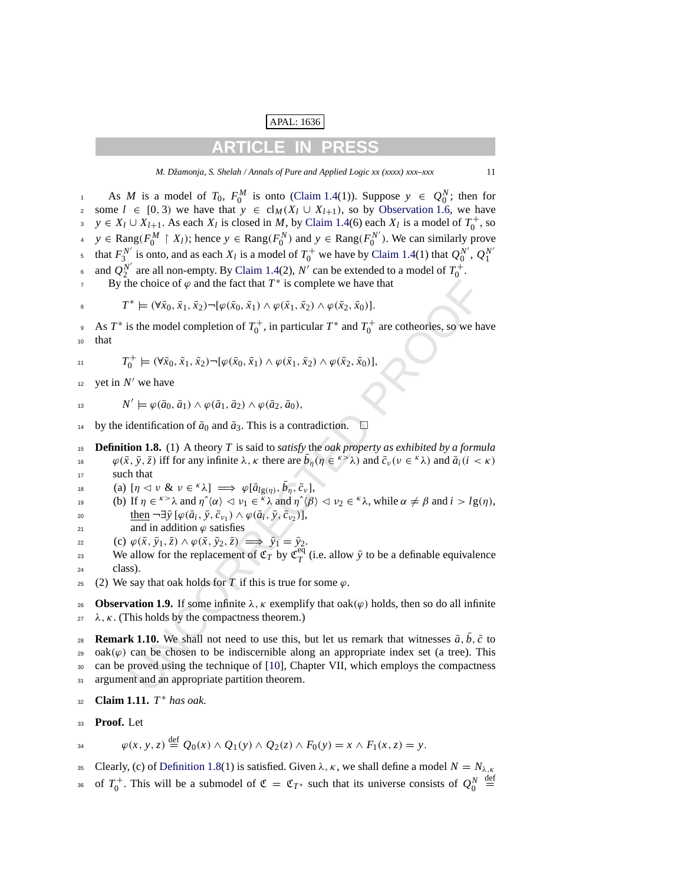As $M$ is a model of $T_0$, $F_0^M$ is onto (Claim 1.4(1)). Suppose $y \in Q_0^N$; then for some $l \in [0, 3)$ we have that $y \in \mathrm{cl}_M(X_l \cup X_{l+1})$, so by Observation 1.6, we have $y \in X_l \cup X_{l+1}$. As each $X_l$ is closed in $M$, by Claim 1.4(6) each $X_l$ is a model of $T_0^+$, so $y \in \mathrm{Rang}(F_0^M \restriction X_l)$; hence $y \in \mathrm{Rang}(F_0^N)$ and $y \in \mathrm{Rang}(F_0^{N'})$. We can similarly prove that $F_3^{N'}$ is onto, and as each $X_l$ is a model of $T_0^+$ we have by Claim 1.4(1) that $Q_0^{N'}$, $Q_1^{N'}$ and $Q_2^{N'}$ are all non-empty. By Claim 1.4(2), $N'$ can be extended to a model of $T_0^+$.

By the choice of $\varphi$ and the fact that $T^*$ is complete we have that

$$T^* \models (\forall \bar{x}_0, \bar{x}_1, \bar{x}_2)\neg[\varphi(\bar{x}_0, \bar{x}_1) \wedge \varphi(\bar{x}_1, \bar{x}_2) \wedge \varphi(\bar{x}_2, \bar{x}_0)].$$

As $T^*$ is the model completion of $T_0^+$, in particular $T^*$ and $T_0^+$ are cotheories, so we have that

$$T_0^+ \models (\forall \bar{x}_0, \bar{x}_1, \bar{x}_2)\neg[\varphi(\bar{x}_0, \bar{x}_1) \wedge \varphi(\bar{x}_1, \bar{x}_2) \wedge \varphi(\bar{x}_2, \bar{x}_0)],$$

yet in $N'$ we have

$$N' \models \varphi(\bar{a}_0, \bar{a}_1) \wedge \varphi(\bar{a}_1, \bar{a}_2) \wedge \varphi(\bar{a}_2, \bar{a}_0),$$

by the identification of $\bar{a}_0$ and $\bar{a}_3$. This is a contradiction. $\square$

**Definition 1.8.** (1) A theory $T$ is said to *satisfy the oak property as exhibited by a formula* $\varphi(\bar{x}, \bar{y}, \bar{z})$ iff for any infinite $\lambda, \kappa$ there are $\bar{b}_\eta (\eta \in {}^{\kappa >}\lambda)$ and $\bar{c}_\nu (\nu \in {}^{\kappa}\lambda)$ and $\bar{a}_i (i < \kappa)$ such that

(a) $[\eta \lhd \nu \ \&\ \nu \in {}^{\kappa}\lambda] \implies \varphi[\bar{a}_{\lg(\eta)}, \bar{b}_\eta, \bar{c}_\nu]$,

(b) If $\eta \in {}^{\kappa >}\lambda$ and $\eta\hat{\ }\langle\alpha\rangle \lhd \nu_1 \in {}^{\kappa}\lambda$ and $\eta\hat{\ }\langle\beta\rangle \lhd \nu_2 \in {}^{\kappa}\lambda$, while $\alpha \neq \beta$ and $i > lg(\eta)$, <u>then</u> $\neg\exists\bar{y}\,[\varphi(\bar{a}_i, \bar{y}, \bar{c}_{\nu_1}) \wedge \varphi(\bar{a}_i, \bar{y}, \bar{c}_{\nu_2})]$,

and in addition $\varphi$ satisfies

(c) $\varphi(\bar{x}, \bar{y}_1, \bar{z}) \wedge \varphi(\bar{x}, \bar{y}_2, \bar{z}) \implies \bar{y}_1 = \bar{y}_2$.

We allow for the replacement of $\mathfrak{C}_T$ by $\mathfrak{C}_T^{\mathrm{eq}}$ (i.e. allow $\bar{y}$ to be a definable equivalence class).

(2) We say that oak holds for $T$ if this is true for some $\varphi$.

**Observation 1.9.** If some infinite $\lambda, \kappa$ exemplify that $\mathrm{oak}(\varphi)$ holds, then so do all infinite $\lambda, \kappa$. (This holds by the compactness theorem.)

**Remark 1.10.** We shall not need to use this, but let us remark that witnesses $\bar{a}, \bar{b}, \bar{c}$ to $\mathrm{oak}(\varphi)$ can be chosen to be indiscernible along an appropriate index set (a tree). This can be proved using the technique of [10], Chapter VII, which employs the compactness argument and an appropriate partition theorem.

**Claim 1.11.** *$T^*$ has oak.*

**Proof.** Let

$$\varphi(x, y, z) \stackrel{\text{def}}{=} Q_0(x) \wedge Q_1(y) \wedge Q_2(z) \wedge F_0(y) = x \wedge F_1(x, z) = y.$$

Clearly, (c) of Definition 1.8(1) is satisfied. Given $\lambda, \kappa$, we shall define a model $N = N_{\lambda,\kappa}$ of $T_0^+$. This will be a submodel of $\mathfrak{C} = \mathfrak{C}_{T^*}$ such that its universe consists of $Q_0^N \stackrel{\text{def}}{=}$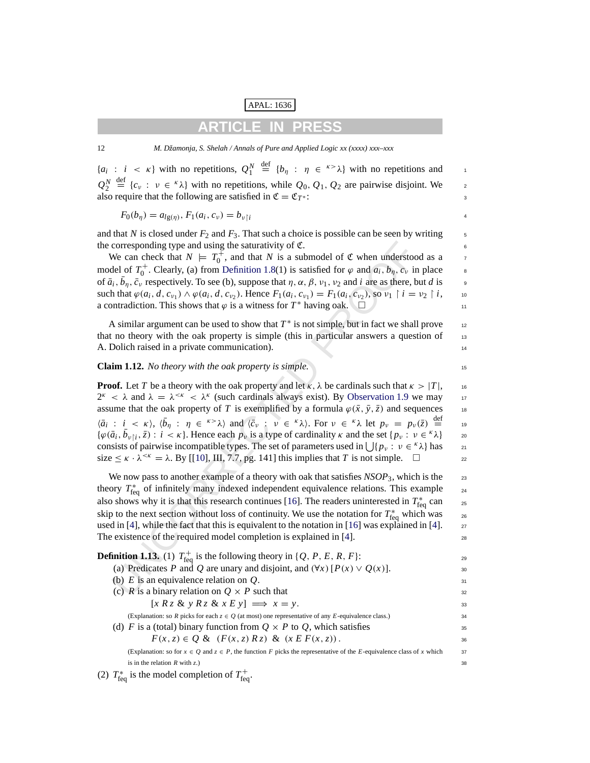$\{a_i : i < \kappa\}$ with no repetitions, $Q_1^N \stackrel{\text{def}}{=} \{b_\eta : \eta \in {}^{\kappa>}\lambda\}$ with no repetitions and $Q_2^N \stackrel{\text{def}}{=} \{c_\nu : \nu \in {}^{\kappa}\lambda\}$ with no repetitions, while $Q_0, Q_1, Q_2$ are pairwise disjoint. We also require that the following are satisfied in $\mathfrak{C} = \mathfrak{C}_{T^*}$:

$$F_0(b_\eta) = a_{\lg(\eta)},\ F_1(a_i, c_\nu) = b_{\nu \restriction i}$$

and that $N$ is closed under $F_2$ and $F_3$. That such a choice is possible can be seen by writing the corresponding type and using the saturativity of $\mathfrak{C}$.

We can check that $N \models T_0^+$, and that $N$ is a submodel of $\mathfrak{C}$ when understood as a model of $T_0^+$. Clearly, (a) from Definition 1.8(1) is satisfied for $\varphi$ and $a_i, b_\eta, c_\nu$ in place of $\bar{a}_i, \bar{b}_\eta, \bar{c}_\nu$ respectively. To see (b), suppose that $\eta, \alpha, \beta, \nu_1, \nu_2$ and $i$ are as there, but $d$ is such that $\varphi(a_i, d, c_{\nu_1}) \wedge \varphi(a_i, d, c_{\nu_2})$. Hence $F_1(a_i, c_{\nu_1}) = F_1(a_i, c_{\nu_2})$, so $\nu_1 \restriction i = \nu_2 \restriction i$, a contradiction. This shows that $\varphi$ is a witness for $T^*$ having oak. $\square$

A similar argument can be used to show that $T^*$ is not simple, but in fact we shall prove that no theory with the oak property is simple (this in particular answers a question of A. Dolich raised in a private communication).

**Claim 1.12.** *No theory with the oak property is simple.*

**Proof.** Let $T$ be a theory with the oak property and let $\kappa, \lambda$ be cardinals such that $\kappa > |T|$, $2^\kappa < \lambda$ and $\lambda = \lambda^{<\kappa} < \lambda^\kappa$ (such cardinals always exist). By Observation 1.9 we may assume that the oak property of $T$ is exemplified by a formula $\varphi(\bar{x}, \bar{y}, \bar{z})$ and sequences $\langle \bar{a}_i : i < \kappa \rangle$, $\langle \bar{b}_\eta : \eta \in {}^{\kappa>}\lambda \rangle$ and $\langle \bar{c}_\nu : \nu \in {}^{\kappa}\lambda \rangle$. For $\nu \in {}^{\kappa}\lambda$ let $p_\nu = p_\nu(\bar{z}) \stackrel{\text{def}}{=} \{\varphi(\bar{a}_i, \bar{b}_{\nu \restriction i}, \bar{z}) : i < \kappa\}$. Hence each $p_\nu$ is a type of cardinality $\kappa$ and the set $\{p_\nu : \nu \in {}^{\kappa}\lambda\}$ consists of pairwise incompatible types. The set of parameters used in $\bigcup\{p_\nu : \nu \in {}^{\kappa}\lambda\}$ has size $\leq \kappa \cdot \lambda^{<\kappa} = \lambda$. By [[10], III, 7.7, pg. 141] this implies that $T$ is not simple. $\square$

We now pass to another example of a theory with oak that satisfies *NSOP*$_3$, which is the theory $T^*_{\text{feq}}$ of infinitely many indexed independent equivalence relations. This example also shows why it is that this research continues [16]. The readers uninterested in $T^*_{\text{feq}}$ can skip to the next section without loss of continuity. We use the notation for $T^*_{\text{feq}}$ which was used in [4], while the fact that this is equivalent to the notation in [16] was explained in [4]. The existence of the required model completion is explained in [4].

**Definition 1.13.** (1) $T^+_{\text{feq}}$ is the following theory in $\{Q, P, E, R, F\}$:

(a) Predicates $P$ and $Q$ are unary and disjoint, and $(\forall x)\,[P(x) \vee Q(x)]$.

(b) $E$ is an equivalence relation on $Q$.

(c) $R$ is a binary relation on $Q \times P$ such that

$$[x\,R\,z\ \&\ y\,R\,z\ \&\ x\,E\,y] \implies x = y.$$

(Explanation: so $R$ picks for each $z \in Q$ (at most) one representative of any $E$-equivalence class.)

(d) $F$ is a (total) binary function from $Q \times P$ to $Q$, which satisfies

$$F(x, z) \in Q\ \&\ (F(x, z)\,R\,z)\ \&\ (x\,E\,F(x, z)).$$

(Explanation: so for $x \in Q$ and $z \in P$, the function $F$ picks the representative of the $E$-equivalence class of $x$ which is in the relation $R$ with $z$.)

(2) $T^*_{\text{feq}}$ is the model completion of $T^+_{\text{feq}}$.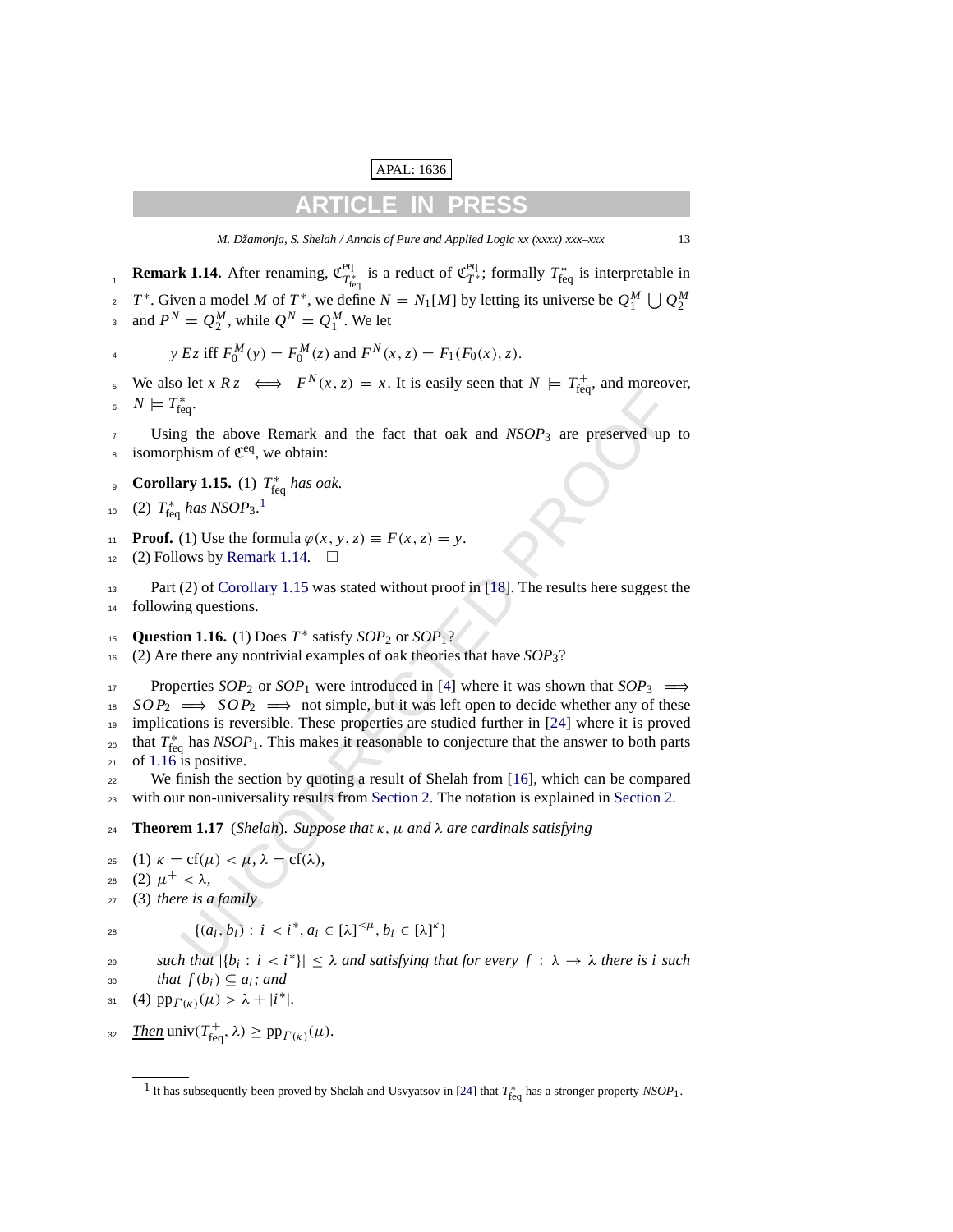**Remark 1.14.** After renaming, $\mathfrak{C}^{\text{eq}}_{T^*_{\text{feq}}}$ is a reduct of $\mathfrak{C}^{\text{eq}}_{T^*}$; formally $T^*_{\text{feq}}$ is interpretable in $T^*$. Given a model $M$ of $T^*$, we define $N = N_1[M]$ by letting its universe be $Q_1^M \bigcup Q_2^M$ and $P^N = Q_2^M$, while $Q^N = Q_1^M$. We let

$$y \, E z \text{ iff } F_0^M(y) = F_0^M(z) \text{ and } F^N(x, z) = F_1(F_0(x), z).$$

We also let $x \, R z \iff F^N(x, z) = x$. It is easily seen that $N \models T^+_{\text{feq}}$, and moreover, $N \models T^*_{\text{feq}}$.

Using the above Remark and the fact that oak and $NSOP_3$ are preserved up to isomorphism of $\mathfrak{C}^{\text{eq}}$, we obtain:

**Corollary 1.15.** (1) *$T^*_{\text{feq}}$ has oak.*
(2) *$T^*_{\text{feq}}$ has $NSOP_3$.*[1]

**Proof.** (1) Use the formula $\varphi(x, y, z) \equiv F(x, z) = y$.
(2) Follows by Remark 1.14. $\square$

Part (2) of Corollary 1.15 was stated without proof in [18]. The results here suggest the following questions.

**Question 1.16.** (1) Does $T^*$ satisfy $SOP_2$ or $SOP_1$?
(2) Are there any nontrivial examples of oak theories that have $SOP_3$?

Properties $SOP_2$ or $SOP_1$ were introduced in [4] where it was shown that $SOP_3 \implies SOP_2 \implies SOP_2 \implies$ not simple, but it was left open to decide whether any of these implications is reversible. These properties are studied further in [24] where it is proved that $T^*_{\text{feq}}$ has $NSOP_1$. This makes it reasonable to conjecture that the answer to both parts of 1.16 is positive.

We finish the section by quoting a result of Shelah from [16], which can be compared with our non-universality results from Section 2. The notation is explained in Section 2.

**Theorem 1.17** (*Shelah*). *Suppose that $\kappa$, $\mu$ and $\lambda$ are cardinals satisfying*

(1) $\kappa = \text{cf}(\mu) < \mu$, $\lambda = \text{cf}(\lambda)$,
(2) $\mu^+ < \lambda$,
(3) *there is a family*

$$\{(a_i, b_i) : i < i^*, a_i \in [\lambda]^{<\mu}, b_i \in [\lambda]^\kappa\}$$

*such that $|\{b_i : i < i^*\}| \leq \lambda$ and satisfying that for every $f : \lambda \to \lambda$ there is $i$ such that $f(b_i) \subseteq a_i$; and*

(4) $\text{pp}_{\Gamma(\kappa)}(\mu) > \lambda + |i^*|$.

Then $\text{univ}(T^+_{\text{feq}}, \lambda) \geq \text{pp}_{\Gamma(\kappa)}(\mu)$.

---

[1] It has subsequently been proved by Shelah and Usvyatsov in [24] that $T^*_{\text{feq}}$ has a stronger property $NSOP_1$.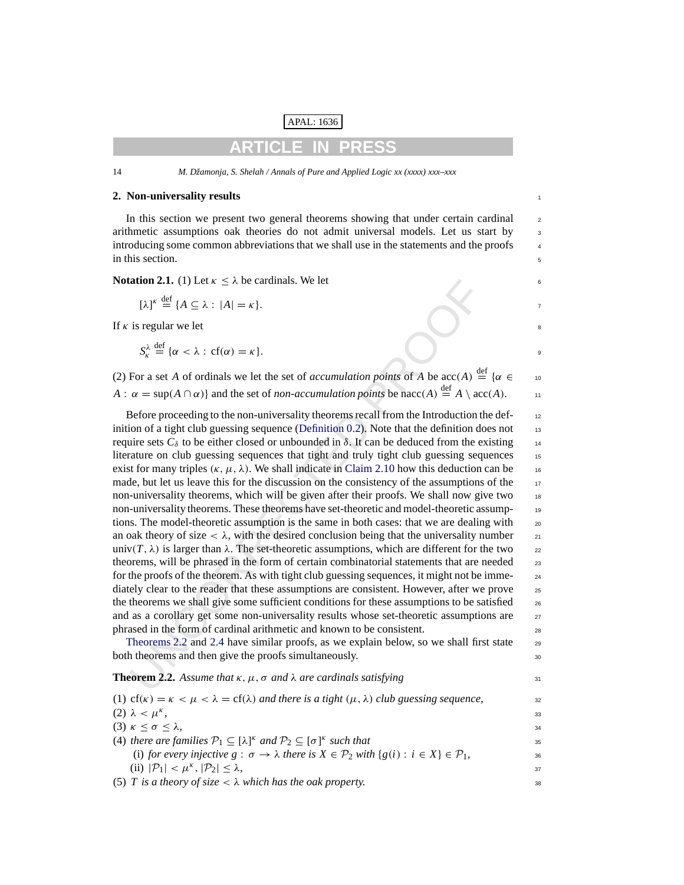## 2. Non-universality results

In this section we present two general theorems showing that under certain cardinal arithmetic assumptions oak theories do not admit universal models. Let us start by introducing some common abbreviations that we shall use in the statements and the proofs in this section.

**Notation 2.1.** (1) Let $\kappa \le \lambda$ be cardinals. We let

$$[\lambda]^\kappa \stackrel{\text{def}}{=} \{A \subseteq \lambda : |A| = \kappa\}.$$

If $\kappa$ is regular we let

$$S^\lambda_\kappa \stackrel{\text{def}}{=} \{\alpha < \lambda : \text{cf}(\alpha) = \kappa\}.$$

(2) For a set $A$ of ordinals we let the set of *accumulation points* of $A$ be $\text{acc}(A) \stackrel{\text{def}}{=} \{\alpha \in A : \alpha = \sup(A \cap \alpha)\}$ and the set of *non-accumulation points* be $\text{nacc}(A) \stackrel{\text{def}}{=} A \setminus \text{acc}(A)$.

Before proceeding to the non-universality theorems recall from the Introduction the definition of a tight club guessing sequence (Definition 0.2). Note that the definition does not require sets $C_\delta$ to be either closed or unbounded in $\delta$. It can be deduced from the existing literature on club guessing sequences that tight and truly tight club guessing sequences exist for many triples $(\kappa, \mu, \lambda)$. We shall indicate in Claim 2.10 how this deduction can be made, but let us leave this for the discussion on the consistency of the assumptions of the non-universality theorems, which will be given after their proofs. We shall now give two non-universality theorems. These theorems have set-theoretic and model-theoretic assumptions. The model-theoretic assumption is the same in both cases: that we are dealing with an oak theory of size $< \lambda$, with the desired conclusion being that the universality number $\text{univ}(T, \lambda)$ is larger than $\lambda$. The set-theoretic assumptions, which are different for the two theorems, will be phrased in the form of certain combinatorial statements that are needed for the proofs of the theorem. As with tight club guessing sequences, it might not be immediately clear to the reader that these assumptions are consistent. However, after we prove the theorems we shall give some sufficient conditions for these assumptions to be satisfied and as a corollary get some non-universality results whose set-theoretic assumptions are phrased in the form of cardinal arithmetic and known to be consistent.

Theorems 2.2 and 2.4 have similar proofs, as we explain below, so we shall first state both theorems and then give the proofs simultaneously.

**Theorem 2.2.** *Assume that $\kappa, \mu, \sigma$ and $\lambda$ are cardinals satisfying*

(1) $\text{cf}(\kappa) = \kappa < \mu < \lambda = \text{cf}(\lambda)$ *and there is a tight $(\mu, \lambda)$ club guessing sequence,*
(2) $\lambda < \mu^\kappa$,
(3) $\kappa \le \sigma \le \lambda$,
(4) *there are families $\mathcal{P}_1 \subseteq [\lambda]^\kappa$ and $\mathcal{P}_2 \subseteq [\sigma]^\kappa$ such that*
  (i) *for every injective $g : \sigma \to \lambda$ there is $X \in \mathcal{P}_2$ with $\{g(i) : i \in X\} \in \mathcal{P}_1$,*
  (ii) $|\mathcal{P}_1| < \mu^\kappa$, $|\mathcal{P}_2| \le \lambda$,
(5) *$T$ is a theory of size $< \lambda$ which has the oak property.*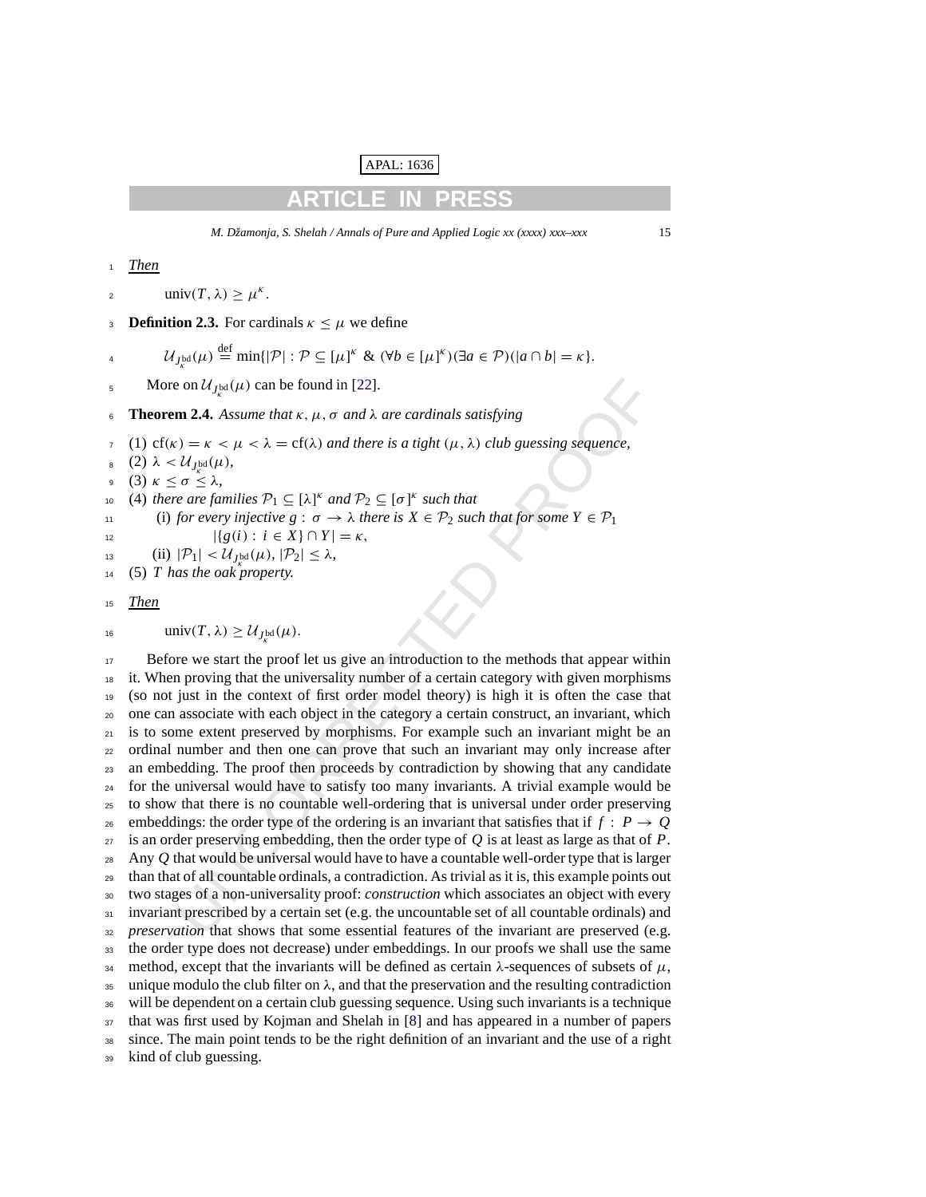*Then*

$$\text{univ}(T, \lambda) \geq \mu^{\kappa}.$$

**Definition 2.3.** For cardinals $\kappa \leq \mu$ we define

$$\mathcal{U}_{J_\kappa^{\text{bd}}}(\mu) \stackrel{\text{def}}{=} \min\{|\mathcal{P}| : \mathcal{P} \subseteq [\mu]^{\kappa} \ \& \ (\forall b \in [\mu]^{\kappa})(\exists a \in \mathcal{P})(|a \cap b| = \kappa\}.$$

More on $\mathcal{U}_{J_\kappa^{\text{bd}}}(\mu)$ can be found in [22].

**Theorem 2.4.** *Assume that $\kappa, \mu, \sigma$ and $\lambda$ are cardinals satisfying*

(1) $\text{cf}(\kappa) = \kappa < \mu < \lambda = \text{cf}(\lambda)$ *and there is a tight $(\mu, \lambda)$ club guessing sequence,*
(2) $\lambda < \mathcal{U}_{J_\kappa^{\text{bd}}}(\mu)$,
(3) $\kappa \leq \sigma \leq \lambda$,
(4) *there are families $\mathcal{P}_1 \subseteq [\lambda]^{\kappa}$ and $\mathcal{P}_2 \subseteq [\sigma]^{\kappa}$ such that*
  (i) *for every injective $g : \sigma \to \lambda$ there is $X \in \mathcal{P}_2$ such that for some $Y \in \mathcal{P}_1$*
$$|\{g(i) : i \in X\} \cap Y| = \kappa,$$
  (ii) $|\mathcal{P}_1| < \mathcal{U}_{J_\kappa^{\text{bd}}}(\mu)$, $|\mathcal{P}_2| \leq \lambda$,
(5) *$T$ has the oak property.*

*Then*

$$\text{univ}(T, \lambda) \geq \mathcal{U}_{J_\kappa^{\text{bd}}}(\mu).$$

Before we start the proof let us give an introduction to the methods that appear within it. When proving that the universality number of a certain category with given morphisms (so not just in the context of first order model theory) is high it is often the case that one can associate with each object in the category a certain construct, an invariant, which is to some extent preserved by morphisms. For example such an invariant might be an ordinal number and then one can prove that such an invariant may only increase after an embedding. The proof then proceeds by contradiction by showing that any candidate for the universal would have to satisfy too many invariants. A trivial example would be to show that there is no countable well-ordering that is universal under order preserving embeddings: the order type of the ordering is an invariant that satisfies that if $f : P \to Q$ is an order preserving embedding, then the order type of $Q$ is at least as large as that of $P$. Any $Q$ that would be universal would have to have a countable well-order type that is larger than that of all countable ordinals, a contradiction. As trivial as it is, this example points out two stages of a non-universality proof: *construction* which associates an object with every invariant prescribed by a certain set (e.g. the uncountable set of all countable ordinals) and *preservation* that shows that some essential features of the invariant are preserved (e.g. the order type does not decrease) under embeddings. In our proofs we shall use the same method, except that the invariants will be defined as certain $\lambda$-sequences of subsets of $\mu$, unique modulo the club filter on $\lambda$, and that the preservation and the resulting contradiction will be dependent on a certain club guessing sequence. Using such invariants is a technique that was first used by Kojman and Shelah in [8] and has appeared in a number of papers since. The main point tends to be the right definition of an invariant and the use of a right kind of club guessing.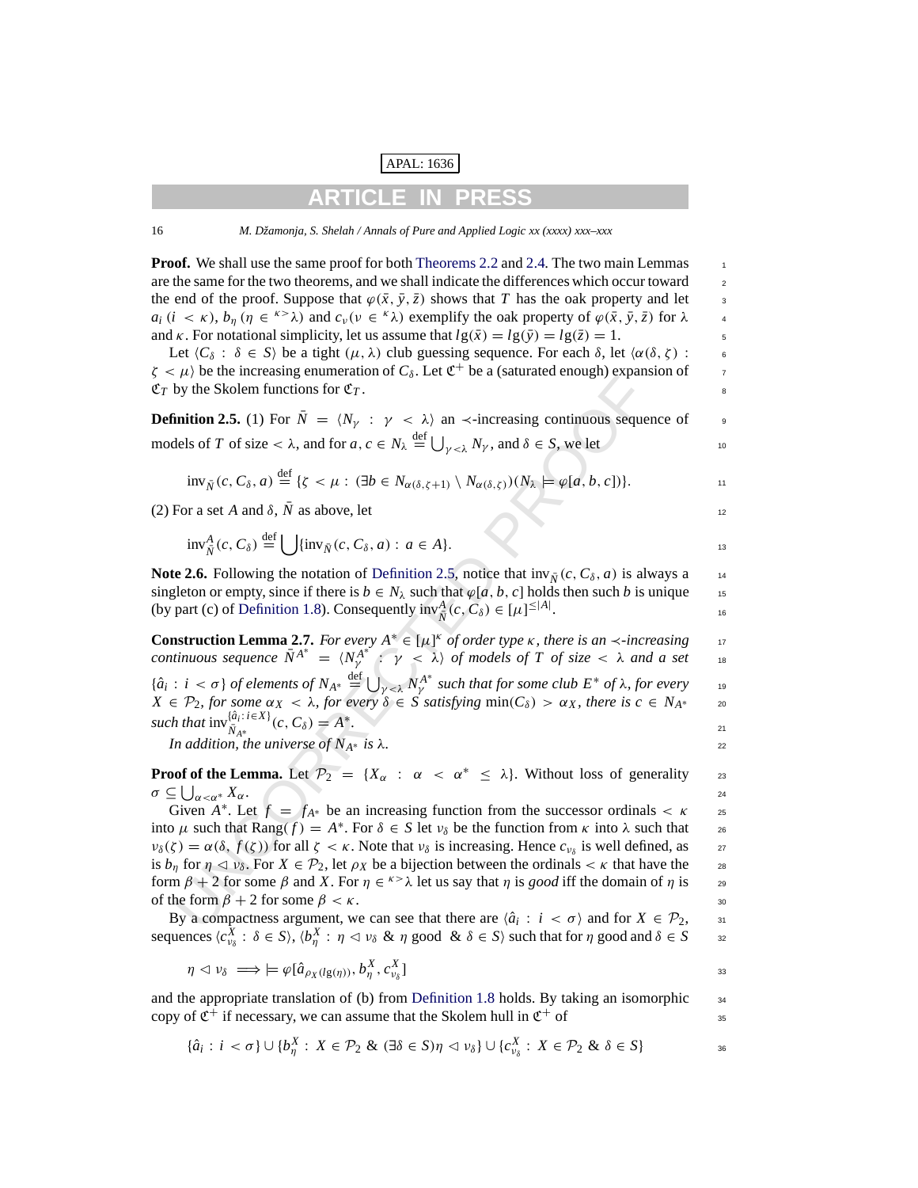**Proof.** We shall use the same proof for both Theorems 2.2 and 2.4. The two main Lemmas are the same for the two theorems, and we shall indicate the differences which occur toward the end of the proof. Suppose that $\varphi(\bar{x}, \bar{y}, \bar{z})$ shows that $T$ has the oak property and let $a_i$ $(i < \kappa)$, $b_\eta$ $(\eta \in {}^{\kappa >}\lambda)$ and $c_\nu$ $(\nu \in {}^{\kappa}\lambda)$ exemplify the oak property of $\varphi(\bar{x}, \bar{y}, \bar{z})$ for $\lambda$ and $\kappa$. For notational simplicity, let us assume that $lg(\bar{x}) = lg(\bar{y}) = lg(\bar{z}) = 1$.

Let $\langle C_\delta : \delta \in S \rangle$ be a tight $(\mu, \lambda)$ club guessing sequence. For each $\delta$, let $\langle \alpha(\delta, \zeta) : \zeta < \mu \rangle$ be the increasing enumeration of $C_\delta$. Let $\mathfrak{C}^+$ be a (saturated enough) expansion of $\mathfrak{C}_T$ by the Skolem functions for $\mathfrak{C}_T$.

**Definition 2.5.** (1) For $\bar{N} = \langle N_\gamma : \gamma < \lambda \rangle$ an $\prec$-increasing continuous sequence of models of $T$ of size $< \lambda$, and for $a, c \in N_\lambda \overset{\text{def}}{=} \bigcup_{\gamma < \lambda} N_\gamma$, and $\delta \in S$, we let

$$\mathrm{inv}_{\bar{N}}(c, C_\delta, a) \overset{\text{def}}{=} \{\zeta < \mu : (\exists b \in N_{\alpha(\delta, \zeta+1)} \setminus N_{\alpha(\delta,\zeta)})(N_\lambda \models \varphi[a, b, c])\}.$$

(2) For a set $A$ and $\delta$, $\bar{N}$ as above, let

$$\mathrm{inv}^A_{\bar{N}}(c, C_\delta) \overset{\text{def}}{=} \bigcup \{\mathrm{inv}_{\bar{N}}(c, C_\delta, a) : a \in A\}.$$

**Note 2.6.** Following the notation of Definition 2.5, notice that $\mathrm{inv}_{\bar{N}}(c, C_\delta, a)$ is always a singleton or empty, since if there is $b \in N_\lambda$ such that $\varphi[a, b, c]$ holds then such $b$ is unique (by part (c) of Definition 1.8). Consequently $\mathrm{inv}^A_{\bar{N}}(c, C_\delta) \in [\mu]^{\leq |A|}$.

**Construction Lemma 2.7.** *For every $A^* \in [\mu]^\kappa$ of order type $\kappa$, there is an $\prec$-increasing continuous sequence $\bar{N}^{A^*} = \langle N^{A^*}_\gamma : \gamma < \lambda \rangle$ of models of $T$ of size $< \lambda$ and a set $\{\hat{a}_i : i < \sigma\}$ of elements of $N_{A^*} \overset{\text{def}}{=} \bigcup_{\gamma < \lambda} N^{A^*}_\gamma$ such that for some club $E^*$ of $\lambda$, for every $X \in \mathcal{P}_2$, for some $\alpha_X < \lambda$, for every $\delta \in S$ satisfying $\min(C_\delta) > \alpha_X$, there is $c \in N_{A^*}$ such that $\mathrm{inv}^{\{\hat{a}_i : i \in X\}}_{\bar{N}_{A^*}}(c, C_\delta) = A^*$.*

*In addition, the universe of $N_{A^*}$ is $\lambda$.*

**Proof of the Lemma.** Let $\mathcal{P}_2 = \{X_\alpha : \alpha < \alpha^* \leq \lambda\}$. Without loss of generality $\sigma \subseteq \bigcup_{\alpha < \alpha^*} X_\alpha$.

Given $A^*$. Let $f = f_{A^*}$ be an increasing function from the successor ordinals $< \kappa$ into $\mu$ such that $\mathrm{Rang}(f) = A^*$. For $\delta \in S$ let $\nu_\delta$ be the function from $\kappa$ into $\lambda$ such that $\nu_\delta(\zeta) = \alpha(\delta, f(\zeta))$ for all $\zeta < \kappa$. Note that $\nu_\delta$ is increasing. Hence $c_{\nu_\delta}$ is well defined, as is $b_\eta$ for $\eta \lhd \nu_\delta$. For $X \in \mathcal{P}_2$, let $\rho_X$ be a bijection between the ordinals $< \kappa$ that have the form $\beta + 2$ for some $\beta$ and $X$. For $\eta \in {}^{\kappa >}\lambda$ let us say that $\eta$ is *good* iff the domain of $\eta$ is of the form $\beta + 2$ for some $\beta < \kappa$.

By a compactness argument, we can see that there are $\langle \hat{a}_i : i < \sigma \rangle$ and for $X \in \mathcal{P}_2$, sequences $\langle c^X_{\nu_\delta} : \delta \in S \rangle$, $\langle b^X_\eta : \eta \lhd \nu_\delta \ \& \ \eta \text{ good } \ \& \ \delta \in S \rangle$ such that for $\eta$ good and $\delta \in S$

$$\eta \lhd \nu_\delta \implies \models \varphi[\hat{a}_{\rho_X(lg(\eta))}, b^X_\eta, c^X_{\nu_\delta}]$$

and the appropriate translation of (b) from Definition 1.8 holds. By taking an isomorphic copy of $\mathfrak{C}^+$ if necessary, we can assume that the Skolem hull in $\mathfrak{C}^+$ of

$$\{\hat{a}_i : i < \sigma\} \cup \{b^X_\eta : X \in \mathcal{P}_2 \ \& \ (\exists \delta \in S) \eta \lhd \nu_\delta\} \cup \{c^X_{\nu_\delta} : X \in \mathcal{P}_2 \ \& \ \delta \in S\}$$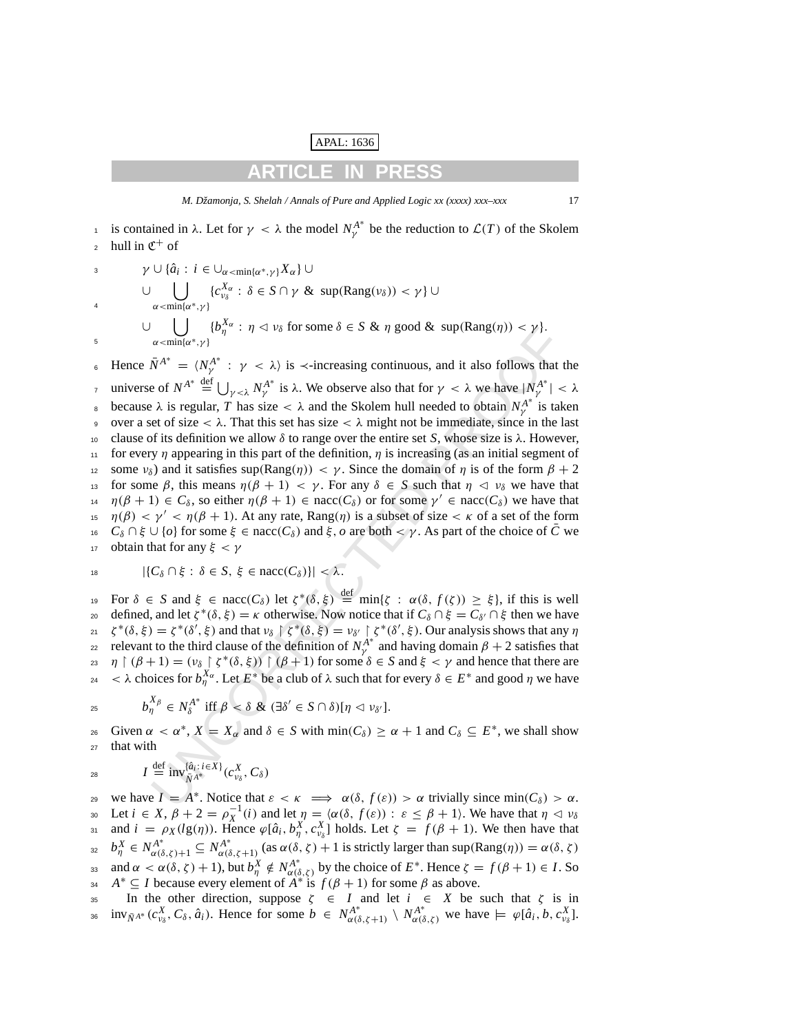is contained in $\lambda$. Let for $\gamma < \lambda$ the model $N^{A^*}_\gamma$ be the reduction to $\mathcal{L}(T)$ of the Skolem hull in $\mathfrak{C}^+$ of

$$
\begin{aligned}
&\gamma \cup \{\hat{a}_i : i \in \cup_{\alpha < \min\{\alpha^*, \gamma\}} X_\alpha\} \cup \\
&\cup \bigcup_{\alpha < \min\{\alpha^*, \gamma\}} \{c^{X_\alpha}_{\nu_\delta} : \delta \in S \cap \gamma \ \& \ \sup(\mathrm{Rang}(\nu_\delta)) < \gamma\} \cup \\
&\cup \bigcup_{\alpha < \min\{\alpha^*, \gamma\}} \{b^{X_\alpha}_\eta : \eta \lhd \nu_\delta \text{ for some } \delta \in S \ \& \ \eta \text{ good } \& \ \sup(\mathrm{Rang}(\eta)) < \gamma\}.
\end{aligned}
$$

Hence $\bar{N}^{A^*} = \langle N^{A^*}_\gamma : \gamma < \lambda \rangle$ is $\prec$-increasing continuous, and it also follows that the universe of $N^{A^*} \stackrel{\text{def}}{=} \bigcup_{\gamma < \lambda} N^{A^*}_\gamma$ is $\lambda$. We observe also that for $\gamma < \lambda$ we have $|N^{A^*}_\gamma| < \lambda$ because $\lambda$ is regular, $T$ has size $< \lambda$ and the Skolem hull needed to obtain $N^{A^*}_\gamma$ is taken over a set of size $< \lambda$. That this set has size $< \lambda$ might not be immediate, since in the last clause of its definition we allow $\delta$ to range over the entire set $S$, whose size is $\lambda$. However, for every $\eta$ appearing in this part of the definition, $\eta$ is increasing (as an initial segment of some $\nu_\delta$) and it satisfies $\sup(\mathrm{Rang}(\eta)) < \gamma$. Since the domain of $\eta$ is of the form $\beta + 2$ for some $\beta$, this means $\eta(\beta + 1) < \gamma$. For any $\delta \in S$ such that $\eta \lhd \nu_\delta$ we have that $\eta(\beta + 1) \in C_\delta$, so either $\eta(\beta + 1) \in \mathrm{nacc}(C_\delta)$ or for some $\gamma' \in \mathrm{nacc}(C_\delta)$ we have that $\eta(\beta) < \gamma' < \eta(\beta + 1)$. At any rate, $\mathrm{Rang}(\eta)$ is a subset of size $< \kappa$ of a set of the form $C_\delta \cap \xi \cup \{o\}$ for some $\xi \in \mathrm{nacc}(C_\delta)$ and $\xi, o$ are both $< \gamma$. As part of the choice of $\bar{C}$ we obtain that for any $\xi < \gamma$

$$
|\{C_\delta \cap \xi : \delta \in S, \ \xi \in \mathrm{nacc}(C_\delta)\}| < \lambda.
$$

For $\delta \in S$ and $\xi \in \mathrm{nacc}(C_\delta)$ let $\zeta^*(\delta, \xi) \stackrel{\text{def}}{=} \min\{\zeta : \alpha(\delta, f(\zeta)) \geq \xi\}$, if this is well defined, and let $\zeta^*(\delta, \xi) = \kappa$ otherwise. Now notice that if $C_\delta \cap \xi = C_{\delta'} \cap \xi$ then we have $\zeta^*(\delta, \xi) = \zeta^*(\delta', \xi)$ and that $\nu_\delta \restriction \zeta^*(\delta, \xi) = \nu_{\delta'} \restriction \zeta^*(\delta', \xi)$. Our analysis shows that any $\eta$ relevant to the third clause of the definition of $N^{A^*}_\gamma$ and having domain $\beta + 2$ satisfies that $\eta \restriction (\beta + 1) = (\nu_\delta \restriction \zeta^*(\delta, \xi)) \restriction (\beta + 1)$ for some $\delta \in S$ and $\xi < \gamma$ and hence that there are $< \lambda$ choices for $b^{X_\alpha}_\eta$. Let $E^*$ be a club of $\lambda$ such that for every $\delta \in E^*$ and good $\eta$ we have

$$
b^{X_\beta}_\eta \in N^{A^*}_\delta \text{ iff } \beta < \delta \ \& \ (\exists \delta' \in S \cap \delta)[\eta \lhd \nu_{\delta'}].
$$

Given $\alpha < \alpha^*$, $X = X_\alpha$ and $\delta \in S$ with $\min(C_\delta) \geq \alpha + 1$ and $C_\delta \subseteq E^*$, we shall show that with

$$
I \stackrel{\text{def}}{=} \mathrm{inv}^{\{\hat{a}_i : i \in X\}}_{\bar{N}^{A^*}}(c^X_{\nu_\delta}, C_\delta)
$$

we have $I = A^*$. Notice that $\varepsilon < \kappa \implies \alpha(\delta, f(\varepsilon)) > \alpha$ trivially since $\min(C_\delta) > \alpha$. Let $i \in X$, $\beta + 2 = \rho^{-1}_X(i)$ and let $\eta = \langle \alpha(\delta, f(\varepsilon)) : \varepsilon \leq \beta + 1 \rangle$. We have that $\eta \lhd \nu_\delta$ and $i = \rho_X(lg(\eta))$. Hence $\varphi[\hat{a}_i, b^X_\eta, c^X_{\nu_\delta}]$ holds. Let $\zeta = f(\beta + 1)$. We then have that $b^X_\eta \in N^{A^*}_{\alpha(\delta,\zeta)+1} \subseteq N^{A^*}_{\alpha(\delta,\zeta+1)}$ (as $\alpha(\delta, \zeta) + 1$ is strictly larger than $\sup(\mathrm{Rang}(\eta)) = \alpha(\delta, \zeta)$ and $\alpha < \alpha(\delta, \zeta) + 1$), but $b^X_\eta \notin N^{A^*}_{\alpha(\delta,\zeta)}$ by the choice of $E^*$. Hence $\zeta = f(\beta + 1) \in I$. So $A^* \subseteq I$ because every element of $A^*$ is $f(\beta + 1)$ for some $\beta$ as above.

In the other direction, suppose $\zeta \in I$ and let $i \in X$ be such that $\zeta$ is in $\mathrm{inv}_{\bar{N}^{A^*}}(c^X_{\nu_\delta}, C_\delta, \hat{a}_i)$. Hence for some $b \in N^{A^*}_{\alpha(\delta,\zeta+1)} \setminus N^{A^*}_{\alpha(\delta,\zeta)}$ we have $\models \varphi[\hat{a}_i, b, c^X_{\nu_\delta}]$.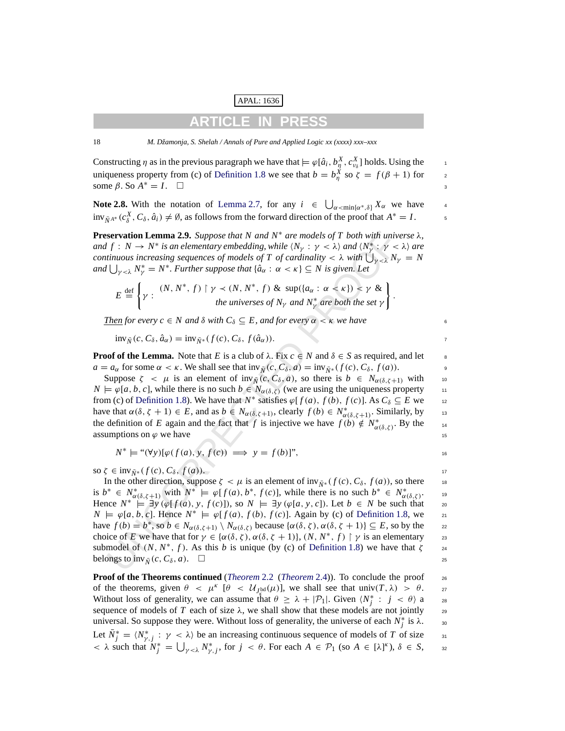Constructing $\eta$ as in the previous paragraph we have that $\models \varphi[\hat{a}_i, b^X_\eta, c^X_{\nu_\delta}]$ holds. Using the uniqueness property from (c) of Definition 1.8 we see that $b = b^X_\eta$ so $\zeta = f(\beta + 1)$ for some $\beta$. So $A^* = I$. $\square$

**Note 2.8.** With the notation of Lemma 2.7, for any $i \in \bigcup_{\alpha < \min\{\alpha^*, \delta\}} X_\alpha$ we have $\text{inv}_{\bar{N}^{A^*}}(c^X_\delta, C_\delta, \hat{a}_i) \neq \emptyset$, as follows from the forward direction of the proof that $A^* = I$.

**Preservation Lemma 2.9.** *Suppose that $N$ and $N^*$ are models of $T$ both with universe $\lambda$, and $f : N \to N^*$ is an elementary embedding, while $\langle N_\gamma : \gamma < \lambda \rangle$ and $\langle N^*_\gamma : \gamma < \lambda \rangle$ are continuous increasing sequences of models of $T$ of cardinality $< \lambda$ with $\bigcup_{\gamma<\lambda} N_\gamma = N$ and $\bigcup_{\gamma<\lambda} N^*_\gamma = N^*$. Further suppose that $\{\hat{a}_\alpha : \alpha < \kappa\} \subseteq N$ is given. Let*

$$E \stackrel{\text{def}}{=} \left\{ \gamma : \begin{array}{r} (N, N^*, f) \restriction \gamma \prec (N, N^*, f) \ \& \ \sup(\{a_\alpha : \alpha < \kappa\}) < \gamma \ \& \\ \text{the universes of } N_\gamma \text{ and } N^*_\gamma \text{ are both the set } \gamma \end{array} \right\}.$$

*Then for every $c \in N$ and $\delta$ with $C_\delta \subseteq E$, and for every $\alpha < \kappa$ we have*

$$\text{inv}_{\bar{N}}(c, C_\delta, \hat{a}_\alpha) = \text{inv}_{\bar{N}^*}(f(c), C_\delta, f(\hat{a}_\alpha)).$$

**Proof of the Lemma.** Note that $E$ is a club of $\lambda$. Fix $c \in N$ and $\delta \in S$ as required, and let $a = a_\alpha$ for some $\alpha < \kappa$. We shall see that $\text{inv}_{\bar{N}}(c, C_\delta, a) = \text{inv}_{\bar{N}^*}(f(c), C_\delta, f(a))$.

Suppose $\zeta < \mu$ is an element of $\text{inv}_{\bar{N}}(c, C_\delta, a)$, so there is $b \in N_{\alpha(\delta,\zeta+1)}$ with $N \models \varphi[a, b, c]$, while there is no such $b \in N_{\alpha(\delta,\zeta)}$ (we are using the uniqueness property from (c) of Definition 1.8). We have that $N^*$ satisfies $\varphi[f(a), f(b), f(c)]$. As $C_\delta \subseteq E$ we have that $\alpha(\delta, \zeta + 1) \in E$, and as $b \in N_{\alpha(\delta,\zeta+1)}$, clearly $f(b) \in N^*_{\alpha(\delta,\zeta+1)}$. Similarly, by the definition of $E$ again and the fact that $f$ is injective we have $f(b) \notin N^*_{\alpha(\delta,\zeta)}$. By the assumptions on $\varphi$ we have

$$N^* \models \text{“}(\forall y)[\varphi(f(a), y, f(c)) \implies y = f(b)]\text{”},$$

so $\zeta \in \text{inv}_{\bar{N}^*}(f(c), C_\delta, f(a))$.

In the other direction, suppose $\zeta < \mu$ is an element of $\text{inv}_{\bar{N}^*}(f(c), C_\delta, f(a))$, so there is $b^* \in N^*_{\alpha(\delta,\zeta+1)}$ with $N^* \models \varphi[f(a), b^*, f(c)]$, while there is no such $b^* \in N^*_{\alpha(\delta,\zeta)}$. Hence $N^* \models \exists y\, (\varphi[f(a), y, f(c)])$, so $N \models \exists y\, (\varphi[a, y, c])$. Let $b \in N$ be such that $N \models \varphi[a, b, c]$. Hence $N^* \models \varphi[f(a), f(b), f(c)]$. Again by (c) of Definition 1.8, we have $f(b) = b^*$, so $b \in N_{\alpha(\delta,\zeta+1)} \setminus N_{\alpha(\delta,\zeta)}$ because $\{\alpha(\delta,\zeta), \alpha(\delta,\zeta+1)\} \subseteq E$, so by the choice of $E$ we have that for $\gamma \in \{\alpha(\delta,\zeta), \alpha(\delta,\zeta+1)\}$, $(N, N^*, f) \restriction \gamma$ is an elementary submodel of $(N, N^*, f)$. As this $b$ is unique (by (c) of Definition 1.8) we have that $\zeta$ belongs to $\text{inv}_{\bar{N}}(c, C_\delta, a)$. $\square$

**Proof of the Theorems continued** (*Theorem* 2.2 (*Theorem* 2.4)). To conclude the proof of the theorems, given $\theta < \mu^\kappa$ [$\theta < \mathcal{U}_{J^{\text{bd}}_\kappa}(\mu)$], we shall see that $\text{univ}(T, \lambda) > \theta$. Without loss of generality, we can assume that $\theta \geq \lambda + |\mathcal{P}_1|$. Given $\langle N^*_j : j < \theta \rangle$ a sequence of models of $T$ each of size $\lambda$, we shall show that these models are not jointly universal. So suppose they were. Without loss of generality, the universe of each $N^*_j$ is $\lambda$. Let $\bar{N}^*_j = \langle N^*_{\gamma,j} : \gamma < \lambda \rangle$ be an increasing continuous sequence of models of $T$ of size $< \lambda$ such that $N^*_j = \bigcup_{\gamma<\lambda} N^*_{\gamma,j}$, for $j < \theta$. For each $A \in \mathcal{P}_1$ (so $A \in [\lambda]^\kappa$), $\delta \in S$,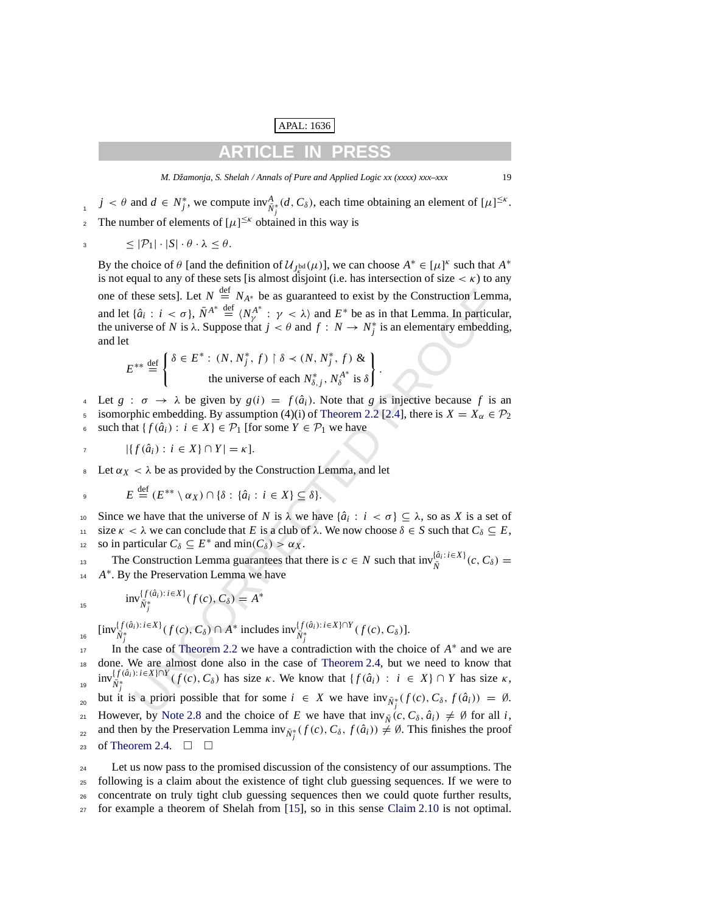$j < \theta$ and $d \in N_j^*$, we compute $\mathrm{inv}^A_{\bar{N}_j^*}(d, C_\delta)$, each time obtaining an element of $[\mu]^{\leq\kappa}$. The number of elements of $[\mu]^{\leq\kappa}$ obtained in this way is

$$\leq |\mathcal{P}_1| \cdot |S| \cdot \theta \cdot \lambda \leq \theta.$$

By the choice of $\theta$ [and the definition of $\mathcal{U}_{J_\kappa^{\mathrm{bd}}}(\mu)$], we can choose $A^* \in [\mu]^\kappa$ such that $A^*$ is not equal to any of these sets [is almost disjoint (i.e. has intersection of size $< \kappa$) to any one of these sets]. Let $N \stackrel{\mathrm{def}}{=} N_{A^*}$ be as guaranteed to exist by the Construction Lemma, and let $\{\hat{a}_i : i < \sigma\}$, $\bar{N}^{A^*} \stackrel{\mathrm{def}}{=} \langle N_\gamma^{A^*} : \gamma < \lambda \rangle$ and $E^*$ be as in that Lemma. In particular, the universe of $N$ is $\lambda$. Suppose that $j < \theta$ and $f : N \to N_j^*$ is an elementary embedding, and let

$$E^{**} \stackrel{\mathrm{def}}{=} \left\{ \begin{array}{c} \delta \in E^* : (N, N_j^*, f) \restriction \delta \prec (N, N_j^*, f) \ \& \\ \text{the universe of each } N_{\delta,j}^*, N_\delta^{A^*} \text{ is } \delta \end{array} \right\}.$$

Let $g : \sigma \to \lambda$ be given by $g(i) = f(\hat{a}_i)$. Note that $g$ is injective because $f$ is an isomorphic embedding. By assumption (4)(i) of Theorem 2.2 [2.4], there is $X = X_\alpha \in \mathcal{P}_2$ such that $\{f(\hat{a}_i) : i \in X\} \in \mathcal{P}_1$ [for some $Y \in \mathcal{P}_1$ we have

$$|\{f(\hat{a}_i) : i \in X\} \cap Y| = \kappa].$$

Let $\alpha_X < \lambda$ be as provided by the Construction Lemma, and let

$$E \stackrel{\mathrm{def}}{=} (E^{**} \setminus \alpha_X) \cap \{\delta : \{\hat{a}_i : i \in X\} \subseteq \delta\}.$$

Since we have that the universe of $N$ is $\lambda$ we have $\{\hat{a}_i : i < \sigma\} \subseteq \lambda$, so as $X$ is a set of size $\kappa < \lambda$ we can conclude that $E$ is a club of $\lambda$. We now choose $\delta \in S$ such that $C_\delta \subseteq E$, so in particular $C_\delta \subseteq E^*$ and $\min(C_\delta) > \alpha_X$.

The Construction Lemma guarantees that there is $c \in N$ such that $\mathrm{inv}^{\{\hat{a}_i : i \in X\}}_{\bar{N}}(c, C_\delta) = A^*$. By the Preservation Lemma we have

$$\mathrm{inv}^{\{f(\hat{a}_i) : i \in X\}}_{\bar{N}_j^*}(f(c), C_\delta) = A^*$$

[$\mathrm{inv}^{\{f(\hat{a}_i) : i \in X\}}_{\bar{N}_j^*}(f(c), C_\delta) \cap A^*$ includes $\mathrm{inv}^{\{f(\hat{a}_i) : i \in X\} \cap Y}_{\bar{N}_j^*}(f(c), C_\delta)$].

In the case of Theorem 2.2 we have a contradiction with the choice of $A^*$ and we are done. We are almost done also in the case of Theorem 2.4, but we need to know that $\mathrm{inv}^{\{f(\hat{a}_i) : i \in X\} \cap Y}_{\bar{N}_j^*}(f(c), C_\delta)$ has size $\kappa$. We know that $\{f(\hat{a}_i) : i \in X\} \cap Y$ has size $\kappa$, but it is a priori possible that for some $i \in X$ we have $\mathrm{inv}_{\bar{N}_j^*}(f(c), C_\delta, f(\hat{a}_i)) = \emptyset$. However, by Note 2.8 and the choice of $E$ we have that $\mathrm{inv}_{\bar{N}}(c, C_\delta, \hat{a}_i) \neq \emptyset$ for all $i$, and then by the Preservation Lemma $\mathrm{inv}_{\bar{N}_j^*}(f(c), C_\delta, f(\hat{a}_i)) \neq \emptyset$. This finishes the proof of Theorem 2.4. $\square$ $\square$

Let us now pass to the promised discussion of the consistency of our assumptions. The following is a claim about the existence of tight club guessing sequences. If we were to concentrate on truly tight club guessing sequences then we could quote further results, for example a theorem of Shelah from [15], so in this sense Claim 2.10 is not optimal.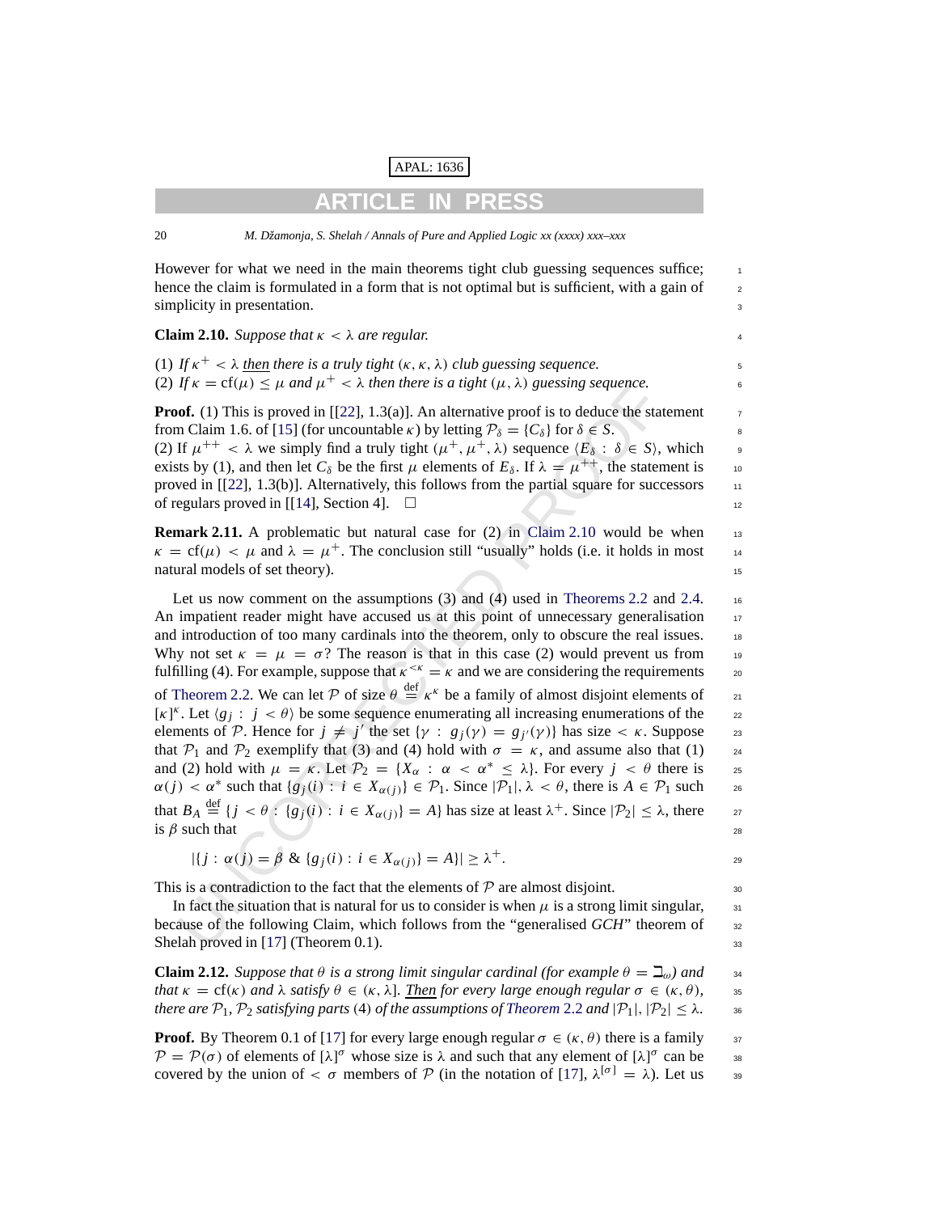However for what we need in the main theorems tight club guessing sequences suffice; hence the claim is formulated in a form that is not optimal but is sufficient, with a gain of simplicity in presentation.

**Claim 2.10.** *Suppose that $\kappa < \lambda$ are regular.*

(1) *If $\kappa^+ < \lambda$ then there is a truly tight $(\kappa, \kappa, \lambda)$ club guessing sequence.*
(2) *If $\kappa = \mathrm{cf}(\mu) \leq \mu$ and $\mu^+ < \lambda$ then there is a tight $(\mu, \lambda)$ guessing sequence.*

**Proof.** (1) This is proved in [[22], 1.3(a)]. An alternative proof is to deduce the statement from Claim 1.6. of [15] (for uncountable $\kappa$) by letting $\mathcal{P}_\delta = \{C_\delta\}$ for $\delta \in S$.
(2) If $\mu^{++} < \lambda$ we simply find a truly tight $(\mu^+, \mu^+, \lambda)$ sequence $\langle E_\delta : \delta \in S \rangle$, which exists by (1), and then let $C_\delta$ be the first $\mu$ elements of $E_\delta$. If $\lambda = \mu^{++}$, the statement is proved in [[22], 1.3(b)]. Alternatively, this follows from the partial square for successors of regulars proved in [[14], Section 4]. $\square$

**Remark 2.11.** A problematic but natural case for (2) in Claim 2.10 would be when $\kappa = \mathrm{cf}(\mu) < \mu$ and $\lambda = \mu^+$. The conclusion still "usually" holds (i.e. it holds in most natural models of set theory).

Let us now comment on the assumptions (3) and (4) used in Theorems 2.2 and 2.4. An impatient reader might have accused us at this point of unnecessary generalisation and introduction of too many cardinals into the theorem, only to obscure the real issues. Why not set $\kappa = \mu = \sigma$? The reason is that in this case (2) would prevent us from fulfilling (4). For example, suppose that $\kappa^{<\kappa} = \kappa$ and we are considering the requirements of Theorem 2.2. We can let $\mathcal{P}$ of size $\theta \stackrel{\text{def}}{=} \kappa^\kappa$ be a family of almost disjoint elements of $[\kappa]^\kappa$. Let $\langle g_j : j < \theta \rangle$ be some sequence enumerating all increasing enumerations of the elements of $\mathcal{P}$. Hence for $j \neq j'$ the set $\{\gamma : g_j(\gamma) = g_{j'}(\gamma)\}$ has size $< \kappa$. Suppose that $\mathcal{P}_1$ and $\mathcal{P}_2$ exemplify that (3) and (4) hold with $\sigma = \kappa$, and assume also that (1) and (2) hold with $\mu = \kappa$. Let $\mathcal{P}_2 = \{X_\alpha : \alpha < \alpha^* \leq \lambda\}$. For every $j < \theta$ there is $\alpha(j) < \alpha^*$ such that $\{g_j(i) : i \in X_{\alpha(j)}\} \in \mathcal{P}_1$. Since $|\mathcal{P}_1|, \lambda < \theta$, there is $A \in \mathcal{P}_1$ such that $B_A \stackrel{\text{def}}{=} \{j < \theta : \{g_j(i) : i \in X_{\alpha(j)}\} = A\}$ has size at least $\lambda^+$. Since $|\mathcal{P}_2| \leq \lambda$, there is $\beta$ such that

$$|\{j : \alpha(j) = \beta \ \&\ \{g_j(i) : i \in X_{\alpha(j)}\} = A\}| \geq \lambda^+.$$

This is a contradiction to the fact that the elements of $\mathcal{P}$ are almost disjoint.

In fact the situation that is natural for us to consider is when $\mu$ is a strong limit singular, because of the following Claim, which follows from the "generalised *GCH*" theorem of Shelah proved in [17] (Theorem 0.1).

**Claim 2.12.** *Suppose that $\theta$ is a strong limit singular cardinal (for example $\theta = \beth_\omega$) and that $\kappa = \mathrm{cf}(\kappa)$ and $\lambda$ satisfy $\theta \in (\kappa, \lambda]$. Then for every large enough regular $\sigma \in (\kappa, \theta)$, there are $\mathcal{P}_1, \mathcal{P}_2$ satisfying parts (4) of the assumptions of Theorem 2.2 and $|\mathcal{P}_1|, |\mathcal{P}_2| \leq \lambda$.*

**Proof.** By Theorem 0.1 of [17] for every large enough regular $\sigma \in (\kappa, \theta)$ there is a family $\mathcal{P} = \mathcal{P}(\sigma)$ of elements of $[\lambda]^\sigma$ whose size is $\lambda$ and such that any element of $[\lambda]^\sigma$ can be covered by the union of $< \sigma$ members of $\mathcal{P}$ (in the notation of [17], $\lambda^{[\sigma]} = \lambda$). Let us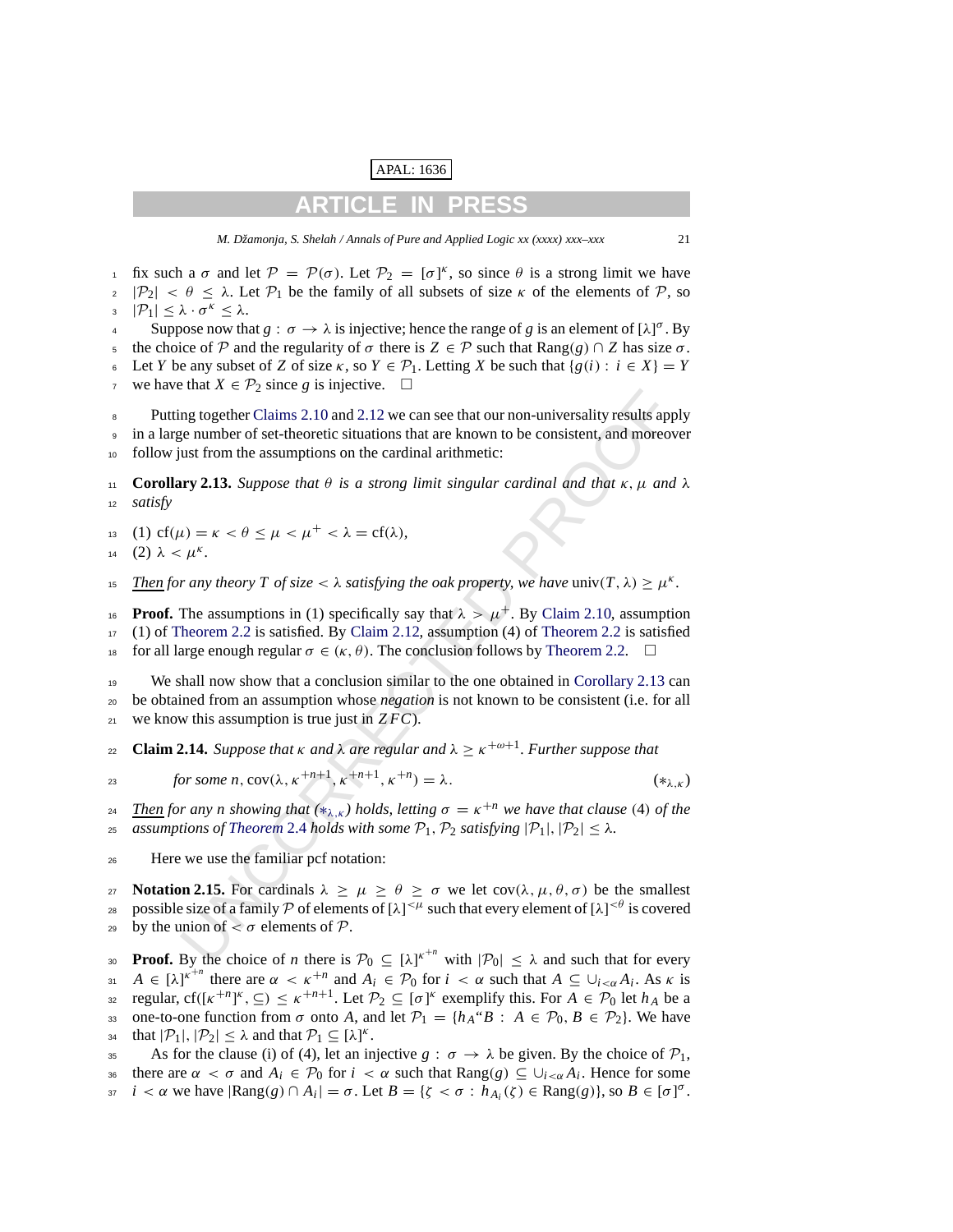fix such a $\sigma$ and let $\mathcal{P} = \mathcal{P}(\sigma)$. Let $\mathcal{P}_2 = [\sigma]^\kappa$, so since $\theta$ is a strong limit we have $|\mathcal{P}_2| < \theta \leq \lambda$. Let $\mathcal{P}_1$ be the family of all subsets of size $\kappa$ of the elements of $\mathcal{P}$, so $|\mathcal{P}_1| \leq \lambda \cdot \sigma^\kappa \leq \lambda$.

Suppose now that $g : \sigma \to \lambda$ is injective; hence the range of $g$ is an element of $[\lambda]^\sigma$. By the choice of $\mathcal{P}$ and the regularity of $\sigma$ there is $Z \in \mathcal{P}$ such that $\mathrm{Rang}(g) \cap Z$ has size $\sigma$. Let $Y$ be any subset of $Z$ of size $\kappa$, so $Y \in \mathcal{P}_1$. Letting $X$ be such that $\{g(i) : i \in X\} = Y$ we have that $X \in \mathcal{P}_2$ since $g$ is injective. $\square$

Putting together Claims 2.10 and 2.12 we can see that our non-universality results apply in a large number of set-theoretic situations that are known to be consistent, and moreover follow just from the assumptions on the cardinal arithmetic:

**Corollary 2.13.** *Suppose that $\theta$ is a strong limit singular cardinal and that $\kappa, \mu$ and $\lambda$ satisfy*

(1) $\mathrm{cf}(\mu) = \kappa < \theta \leq \mu < \mu^+ < \lambda = \mathrm{cf}(\lambda)$,
(2) $\lambda < \mu^\kappa$.

*Then for any theory $T$ of size $< \lambda$ satisfying the oak property, we have* $\mathrm{univ}(T, \lambda) \geq \mu^\kappa$.

**Proof.** The assumptions in (1) specifically say that $\lambda > \mu^+$. By Claim 2.10, assumption (1) of Theorem 2.2 is satisfied. By Claim 2.12, assumption (4) of Theorem 2.2 is satisfied for all large enough regular $\sigma \in (\kappa, \theta)$. The conclusion follows by Theorem 2.2. $\square$

We shall now show that a conclusion similar to the one obtained in Corollary 2.13 can be obtained from an assumption whose *negation* is not known to be consistent (i.e. for all we know this assumption is true just in $ZFC$).

**Claim 2.14.** *Suppose that $\kappa$ and $\lambda$ are regular and $\lambda \geq \kappa^{+\omega+1}$. Further suppose that*

$$\text{for some } n, \mathrm{cov}(\lambda, \kappa^{+n+1}, \kappa^{+n+1}, \kappa^{+n}) = \lambda. \qquad (*_{\lambda,\kappa})$$

*Then for any $n$ showing that $(*_{\lambda,\kappa})$ holds, letting $\sigma = \kappa^{+n}$ we have that clause (4) of the assumptions of Theorem 2.4 holds with some $\mathcal{P}_1, \mathcal{P}_2$ satisfying $|\mathcal{P}_1|, |\mathcal{P}_2| \leq \lambda$.*

Here we use the familiar pcf notation:

**Notation 2.15.** For cardinals $\lambda \geq \mu \geq \theta \geq \sigma$ we let $\mathrm{cov}(\lambda, \mu, \theta, \sigma)$ be the smallest possible size of a family $\mathcal{P}$ of elements of $[\lambda]^{<\mu}$ such that every element of $[\lambda]^{<\theta}$ is covered by the union of $< \sigma$ elements of $\mathcal{P}$.

**Proof.** By the choice of $n$ there is $\mathcal{P}_0 \subseteq [\lambda]^{\kappa^{+n}}$ with $|\mathcal{P}_0| \leq \lambda$ and such that for every $A \in [\lambda]^{\kappa^{+n}}$ there are $\alpha < \kappa^{+n}$ and $A_i \in \mathcal{P}_0$ for $i < \alpha$ such that $A \subseteq \cup_{i<\alpha} A_i$. As $\kappa$ is regular, $\mathrm{cf}([\kappa^{+n}]^\kappa, \subseteq) \leq \kappa^{+n+1}$. Let $\mathcal{P}_2 \subseteq [\sigma]^\kappa$ exemplify this. For $A \in \mathcal{P}_0$ let $h_A$ be a one-to-one function from $\sigma$ onto $A$, and let $\mathcal{P}_1 = \{h_A\text{``}B : A \in \mathcal{P}_0, B \in \mathcal{P}_2\}$. We have that $|\mathcal{P}_1|, |\mathcal{P}_2| \leq \lambda$ and that $\mathcal{P}_1 \subseteq [\lambda]^\kappa$.

As for the clause (i) of (4), let an injective $g : \sigma \to \lambda$ be given. By the choice of $\mathcal{P}_1$, there are $\alpha < \sigma$ and $A_i \in \mathcal{P}_0$ for $i < \alpha$ such that $\mathrm{Rang}(g) \subseteq \cup_{i<\alpha} A_i$. Hence for some $i < \alpha$ we have $|\mathrm{Rang}(g) \cap A_i| = \sigma$. Let $B = \{\zeta < \sigma : h_{A_i}(\zeta) \in \mathrm{Rang}(g)\}$, so $B \in [\sigma]^\sigma$.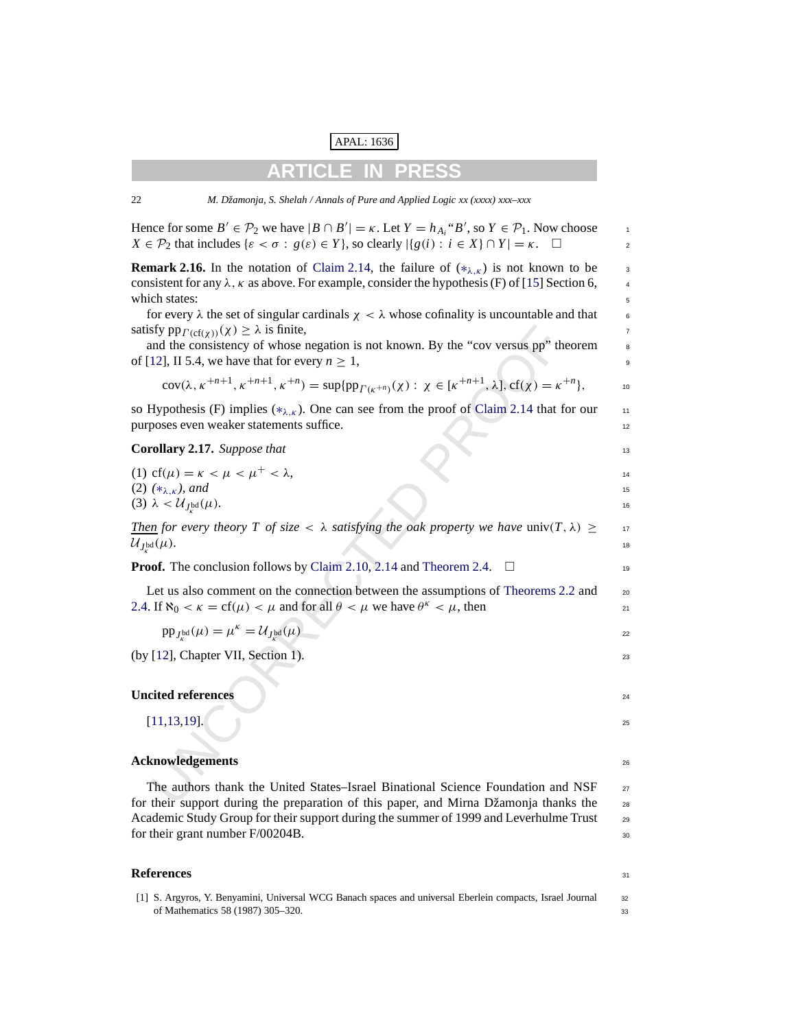Hence for some $B' \in \mathcal{P}_2$ we have $|B \cap B'| = \kappa$. Let $Y = h_{A_i}$"$B'$, so $Y \in \mathcal{P}_1$. Now choose $X \in \mathcal{P}_2$ that includes $\{\varepsilon < \sigma : g(\varepsilon) \in Y\}$, so clearly $|\{g(i) : i \in X\} \cap Y| = \kappa$. □

**Remark 2.16.** In the notation of Claim 2.14, the failure of $(*_{\lambda,\kappa})$ is not known to be consistent for any $\lambda, \kappa$ as above. For example, consider the hypothesis (F) of [15] Section 6, which states:

for every $\lambda$ the set of singular cardinals $\chi < \lambda$ whose cofinality is uncountable and that satisfy $\mathrm{pp}_{\Gamma(\mathrm{cf}(\chi))}(\chi) \geq \lambda$ is finite,

and the consistency of whose negation is not known. By the "cov versus pp" theorem of [12], II 5.4, we have that for every $n \geq 1$,

$$\mathrm{cov}(\lambda, \kappa^{+n+1}, \kappa^{+n+1}, \kappa^{+n}) = \sup\{\mathrm{pp}_{\Gamma(\kappa^{+n})}(\chi) : \chi \in [\kappa^{+n+1}, \lambda], \mathrm{cf}(\chi) = \kappa^{+n}\},$$

so Hypothesis (F) implies $(*_{\lambda,\kappa})$. One can see from the proof of Claim 2.14 that for our purposes even weaker statements suffice.

**Corollary 2.17.** *Suppose that*

(1) $\mathrm{cf}(\mu) = \kappa < \mu < \mu^+ < \lambda$,
(2) $(*_{\lambda,\kappa})$*, and*
(3) $\lambda < \mathcal{U}_{J^{\mathrm{bd}}_\kappa}(\mu)$.

*Then for every theory $T$ of size $< \lambda$ satisfying the oak property we have* $\mathrm{univ}(T, \lambda) \geq \mathcal{U}_{J^{\mathrm{bd}}_\kappa}(\mu)$.

**Proof.** The conclusion follows by Claim 2.10, 2.14 and Theorem 2.4. □

Let us also comment on the connection between the assumptions of Theorems 2.2 and 2.4. If $\aleph_0 < \kappa = \mathrm{cf}(\mu) < \mu$ and for all $\theta < \mu$ we have $\theta^\kappa < \mu$, then

$$\mathrm{pp}_{J^{\mathrm{bd}}_\kappa}(\mu) = \mu^\kappa = \mathcal{U}_{J^{\mathrm{bd}}_\kappa}(\mu)$$

(by [12], Chapter VII, Section 1).

## Uncited references

[11,13,19].

## Acknowledgements

The authors thank the United States–Israel Binational Science Foundation and NSF for their support during the preparation of this paper, and Mirna Džamonja thanks the Academic Study Group for their support during the summer of 1999 and Leverhulme Trust for their grant number F/00204B.

## References

[1] S. Argyros, Y. Benyamini, Universal WCG Banach spaces and universal Eberlein compacts, Israel Journal of Mathematics 58 (1987) 305–320.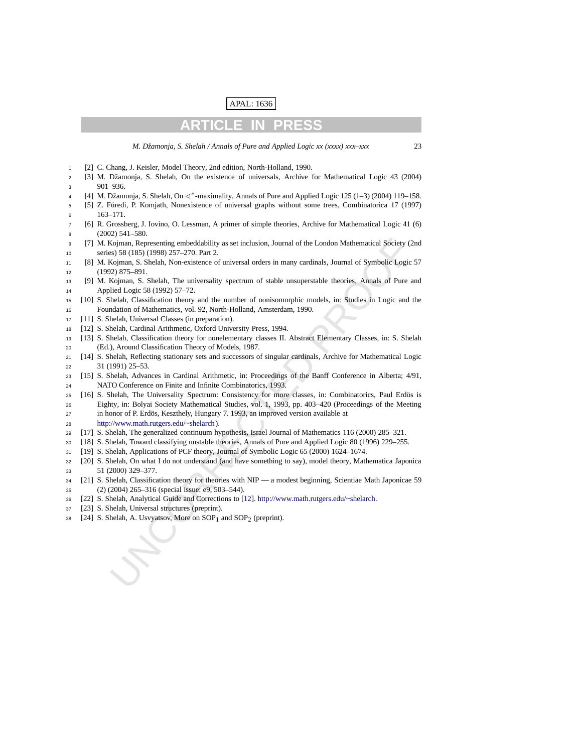[2] C. Chang, J. Keisler, Model Theory, 2nd edition, North-Holland, 1990.

[3] M. Džamonja, S. Shelah, On the existence of universals, Archive for Mathematical Logic 43 (2004) 901–936.

[4] M. Džamonja, S. Shelah, On $\triangleleft^*$-maximality, Annals of Pure and Applied Logic 125 (1–3) (2004) 119–158.

[5] Z. Füredi, P. Komjath, Nonexistence of universal graphs without some trees, Combinatorica 17 (1997) 163–171.

[6] R. Grossberg, J. Iovino, O. Lessman, A primer of simple theories, Archive for Mathematical Logic 41 (6) (2002) 541–580.

[7] M. Kojman, Representing embeddability as set inclusion, Journal of the London Mathematical Society (2nd series) 58 (185) (1998) 257–270. Part 2.

[8] M. Kojman, S. Shelah, Non-existence of universal orders in many cardinals, Journal of Symbolic Logic 57 (1992) 875–891.

[9] M. Kojman, S. Shelah, The universality spectrum of stable unsuperstable theories, Annals of Pure and Applied Logic 58 (1992) 57–72.

[10] S. Shelah, Classification theory and the number of nonisomorphic models, in: Studies in Logic and the Foundation of Mathematics, vol. 92, North-Holland, Amsterdam, 1990.

[11] S. Shelah, Universal Classes (in preparation).

[12] S. Shelah, Cardinal Arithmetic, Oxford University Press, 1994.

[13] S. Shelah, Classification theory for nonelementary classes II. Abstract Elementary Classes, in: S. Shelah (Ed.), Around Classification Theory of Models, 1987.

[14] S. Shelah, Reflecting stationary sets and successors of singular cardinals, Archive for Mathematical Logic 31 (1991) 25–53.

[15] S. Shelah, Advances in Cardinal Arithmetic, in: Proceedings of the Banff Conference in Alberta; 4/91, NATO Conference on Finite and Infinite Combinatorics, 1993.

[16] S. Shelah, The Universality Spectrum: Consistency for more classes, in: Combinatorics, Paul Erdös is Eighty, in: Bolyai Society Mathematical Studies, vol. 1, 1993, pp. 403–420 (Proceedings of the Meeting in honor of P. Erdös, Keszthely, Hungary 7. 1993, an improved version available at http://www.math.rutgers.edu/~shelarch).

[17] S. Shelah, The generalized continuum hypothesis, Israel Journal of Mathematics 116 (2000) 285–321.

[18] S. Shelah, Toward classifying unstable theories, Annals of Pure and Applied Logic 80 (1996) 229–255.

[19] S. Shelah, Applications of PCF theory, Journal of Symbolic Logic 65 (2000) 1624–1674.

[20] S. Shelah, On what I do not understand (and have something to say), model theory, Mathematica Japonica 51 (2000) 329–377.

[21] S. Shelah, Classification theory for theories with NIP — a modest beginning, Scientiae Math Japonicae 59 (2) (2004) 265–316 (special issue: e9, 503–544).

[22] S. Shelah, Analytical Guide and Corrections to [12]. http://www.math.rutgers.edu/~shelarch.

[23] S. Shelah, Universal structures (preprint).

[24] S. Shelah, A. Usvyatsov, More on $SOP_1$ and $SOP_2$ (preprint).